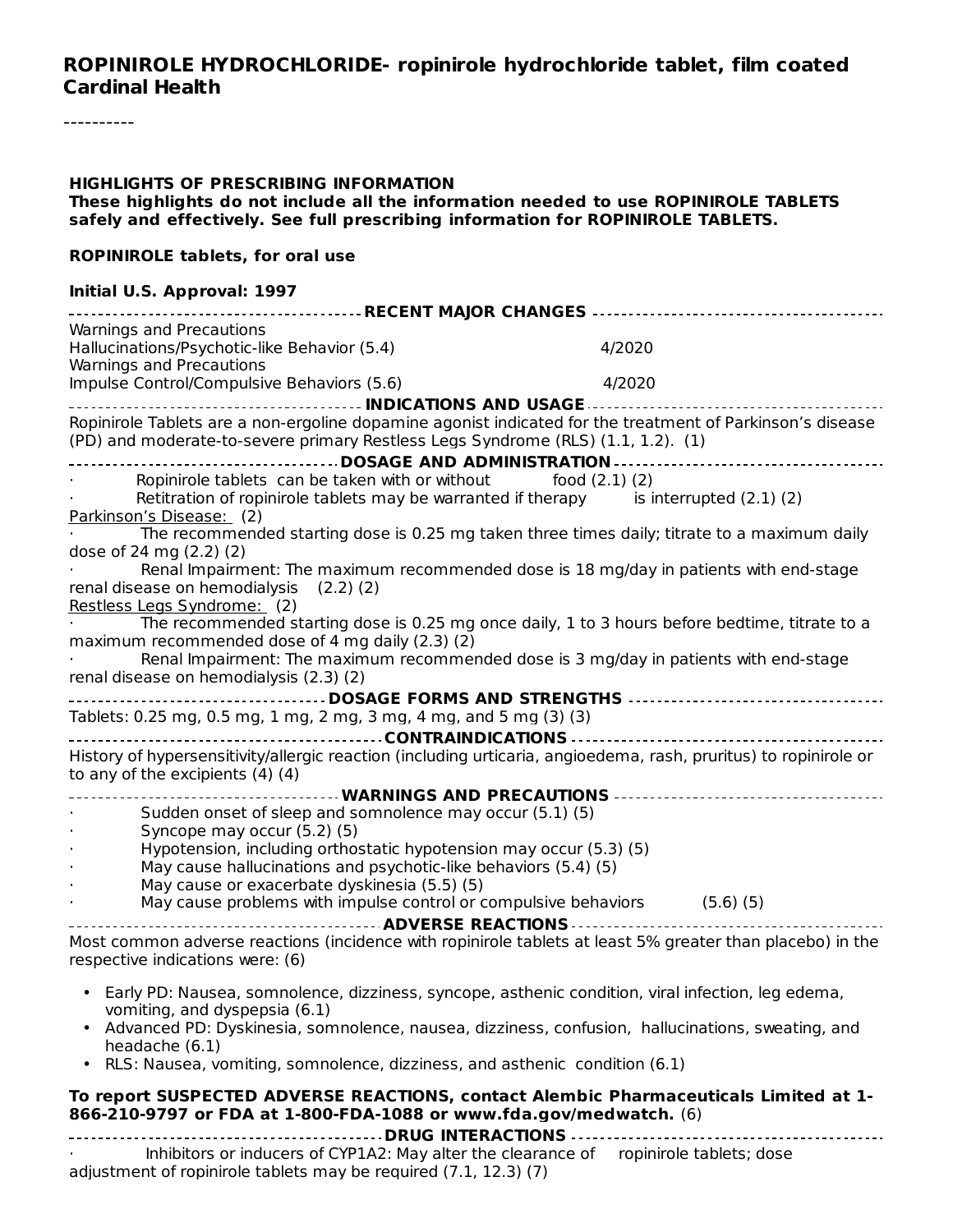**ROPINIROLE HYDROCHLORIDE- ropinirole hydrochloride tablet, film coated**
**Cardinal Health**

----------

**HIGHLIGHTS OF PRESCRIBING INFORMATION**
**These highlights do not include all the information needed to use ROPINIROLE TABLETS safely and effectively. See full prescribing information for ROPINIROLE TABLETS.**

**ROPINIROLE tablets, for oral use**

**Initial U.S. Approval: 1997**

## RECENT MAJOR CHANGES

Warnings and Precautions
Hallucinations/Psychotic-like Behavior (5.4) 4/2020
Warnings and Precautions
Impulse Control/Compulsive Behaviors (5.6) 4/2020

## INDICATIONS AND USAGE

Ropinirole Tablets are a non-ergoline dopamine agonist indicated for the treatment of Parkinson's disease (PD) and moderate-to-severe primary Restless Legs Syndrome (RLS) (1.1, 1.2). (1)

## DOSAGE AND ADMINISTRATION

- Ropinirole tablets can be taken with or without food (2.1) (2)
- Retitration of ropinirole tablets may be warranted if therapy is interrupted (2.1) (2)

Parkinson's Disease: (2)

- The recommended starting dose is 0.25 mg taken three times daily; titrate to a maximum daily dose of 24 mg (2.2) (2)
- Renal Impairment: The maximum recommended dose is 18 mg/day in patients with end-stage renal disease on hemodialysis (2.2) (2)

Restless Legs Syndrome: (2)

- The recommended starting dose is 0.25 mg once daily, 1 to 3 hours before bedtime, titrate to a maximum recommended dose of 4 mg daily (2.3) (2)
- Renal Impairment: The maximum recommended dose is 3 mg/day in patients with end-stage renal disease on hemodialysis (2.3) (2)

## DOSAGE FORMS AND STRENGTHS

Tablets: 0.25 mg, 0.5 mg, 1 mg, 2 mg, 3 mg, 4 mg, and 5 mg (3) (3)

## CONTRAINDICATIONS

History of hypersensitivity/allergic reaction (including urticaria, angioedema, rash, pruritus) to ropinirole or to any of the excipients (4) (4)

## WARNINGS AND PRECAUTIONS

- Sudden onset of sleep and somnolence may occur (5.1) (5)
- Syncope may occur (5.2) (5)
- Hypotension, including orthostatic hypotension may occur (5.3) (5)
- May cause hallucinations and psychotic-like behaviors (5.4) (5)
- May cause or exacerbate dyskinesia (5.5) (5)
- May cause problems with impulse control or compulsive behaviors (5.6) (5)

## ADVERSE REACTIONS

Most common adverse reactions (incidence with ropinirole tablets at least 5% greater than placebo) in the respective indications were: (6)

- Early PD: Nausea, somnolence, dizziness, syncope, asthenic condition, viral infection, leg edema, vomiting, and dyspepsia (6.1)
- Advanced PD: Dyskinesia, somnolence, nausea, dizziness, confusion, hallucinations, sweating, and headache (6.1)
- RLS: Nausea, vomiting, somnolence, dizziness, and asthenic condition (6.1)

**To report SUSPECTED ADVERSE REACTIONS, contact Alembic Pharmaceuticals Limited at 1-866-210-9797 or FDA at 1-800-FDA-1088 or www.fda.gov/medwatch.** (6)

## DRUG INTERACTIONS

- Inhibitors or inducers of CYP1A2: May alter the clearance of ropinirole tablets; dose adjustment of ropinirole tablets may be required (7.1, 12.3) (7)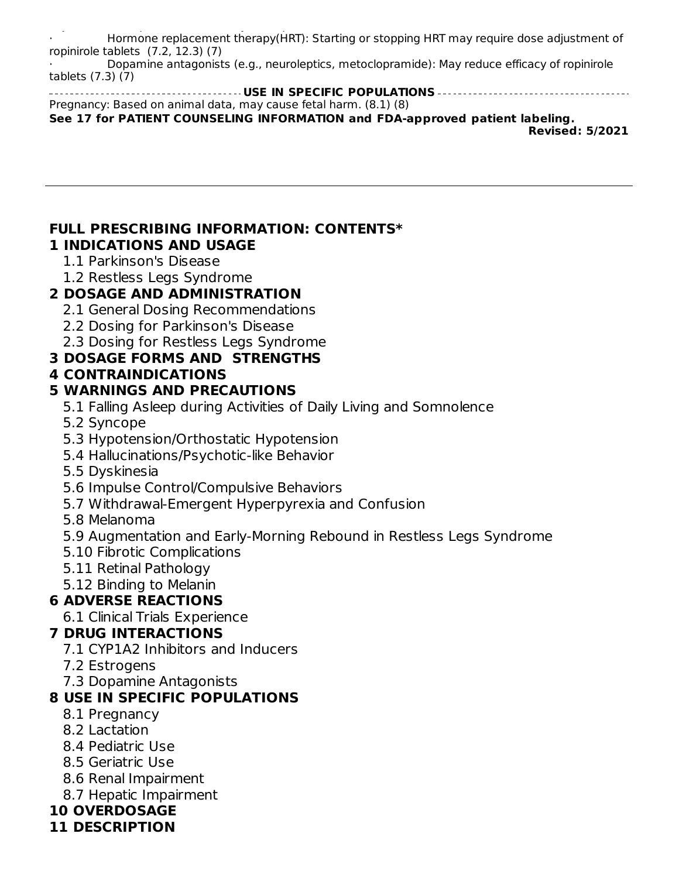· Hormone replacement therapy(HRT): Starting or stopping HRT may require dose adjustment of ropinirole tablets (7.2, 12.3) (7)

· Dopamine antagonists (e.g., neuroleptics, metoclopramide): May reduce efficacy of ropinirole tablets (7.3) (7)

**USE IN SPECIFIC POPULATIONS**

Pregnancy: Based on animal data, may cause fetal harm. (8.1) (8)

**See 17 for PATIENT COUNSELING INFORMATION and FDA-approved patient labeling.**

**Revised: 5/2021**

---

## FULL PRESCRIBING INFORMATION: CONTENTS*

### 1 INDICATIONS AND USAGE

- 1.1 Parkinson's Disease
- 1.2 Restless Legs Syndrome

### 2 DOSAGE AND ADMINISTRATION

- 2.1 General Dosing Recommendations
- 2.2 Dosing for Parkinson's Disease
- 2.3 Dosing for Restless Legs Syndrome

### 3 DOSAGE FORMS AND STRENGTHS

### 4 CONTRAINDICATIONS

### 5 WARNINGS AND PRECAUTIONS

- 5.1 Falling Asleep during Activities of Daily Living and Somnolence
- 5.2 Syncope
- 5.3 Hypotension/Orthostatic Hypotension
- 5.4 Hallucinations/Psychotic-like Behavior
- 5.5 Dyskinesia
- 5.6 Impulse Control/Compulsive Behaviors
- 5.7 Withdrawal-Emergent Hyperpyrexia and Confusion
- 5.8 Melanoma
- 5.9 Augmentation and Early-Morning Rebound in Restless Legs Syndrome
- 5.10 Fibrotic Complications
- 5.11 Retinal Pathology
- 5.12 Binding to Melanin

### 6 ADVERSE REACTIONS

- 6.1 Clinical Trials Experience

### 7 DRUG INTERACTIONS

- 7.1 CYP1A2 Inhibitors and Inducers
- 7.2 Estrogens
- 7.3 Dopamine Antagonists

### 8 USE IN SPECIFIC POPULATIONS

- 8.1 Pregnancy
- 8.2 Lactation
- 8.4 Pediatric Use
- 8.5 Geriatric Use
- 8.6 Renal Impairment
- 8.7 Hepatic Impairment

### 10 OVERDOSAGE

### 11 DESCRIPTION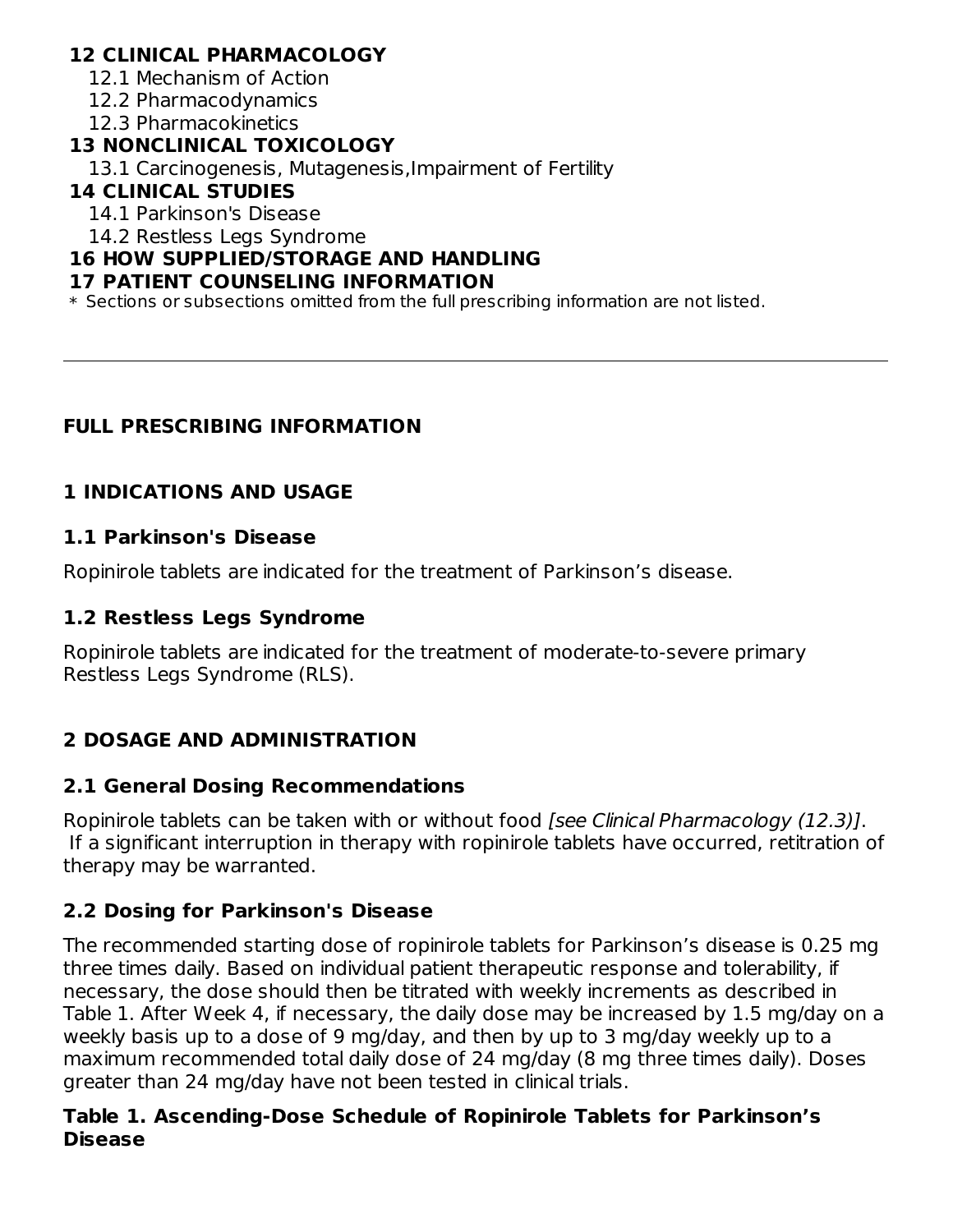**12 CLINICAL PHARMACOLOGY**

12.1 Mechanism of Action

12.2 Pharmacodynamics

12.3 Pharmacokinetics

**13 NONCLINICAL TOXICOLOGY**

13.1 Carcinogenesis, Mutagenesis,Impairment of Fertility

**14 CLINICAL STUDIES**

14.1 Parkinson's Disease

14.2 Restless Legs Syndrome

**16 HOW SUPPLIED/STORAGE AND HANDLING**

**17 PATIENT COUNSELING INFORMATION**

* Sections or subsections omitted from the full prescribing information are not listed.

---

## FULL PRESCRIBING INFORMATION

## 1 INDICATIONS AND USAGE

### 1.1 Parkinson's Disease

Ropinirole tablets are indicated for the treatment of Parkinson's disease.

### 1.2 Restless Legs Syndrome

Ropinirole tablets are indicated for the treatment of moderate-to-severe primary Restless Legs Syndrome (RLS).

## 2 DOSAGE AND ADMINISTRATION

### 2.1 General Dosing Recommendations

Ropinirole tablets can be taken with or without food *[see Clinical Pharmacology (12.3)]*. If a significant interruption in therapy with ropinirole tablets have occurred, retitration of therapy may be warranted.

### 2.2 Dosing for Parkinson's Disease

The recommended starting dose of ropinirole tablets for Parkinson's disease is 0.25 mg three times daily. Based on individual patient therapeutic response and tolerability, if necessary, the dose should then be titrated with weekly increments as described in Table 1. After Week 4, if necessary, the daily dose may be increased by 1.5 mg/day on a weekly basis up to a dose of 9 mg/day, and then by up to 3 mg/day weekly up to a maximum recommended total daily dose of 24 mg/day (8 mg three times daily). Doses greater than 24 mg/day have not been tested in clinical trials.

**Table 1. Ascending-Dose Schedule of Ropinirole Tablets for Parkinson's Disease**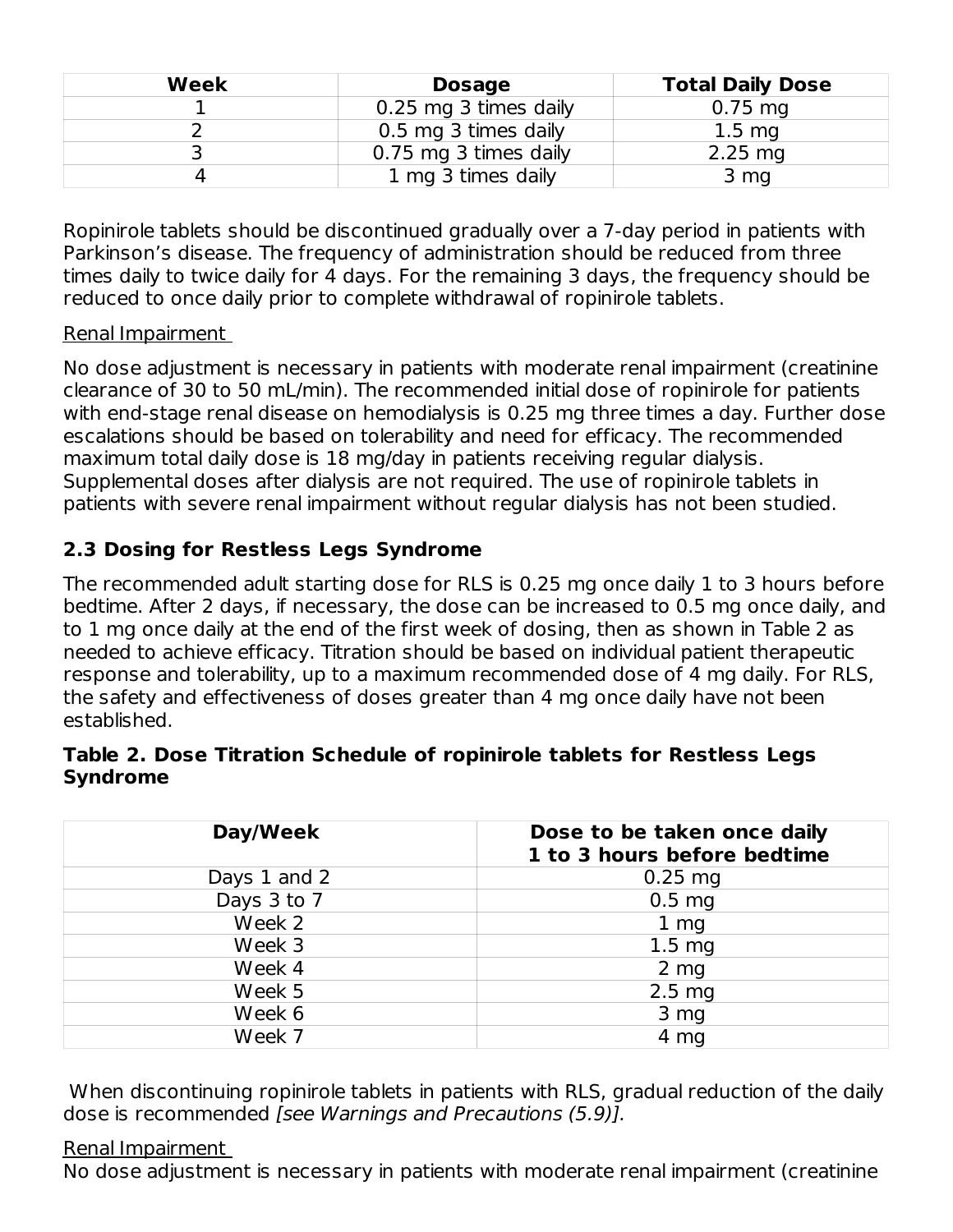| Week | Dosage | Total Daily Dose |
|---|---|---|
| 1 | 0.25 mg 3 times daily | 0.75 mg |
| 2 | 0.5 mg 3 times daily | 1.5 mg |
| 3 | 0.75 mg 3 times daily | 2.25 mg |
| 4 | 1 mg 3 times daily | 3 mg |

Ropinirole tablets should be discontinued gradually over a 7-day period in patients with Parkinson's disease. The frequency of administration should be reduced from three times daily to twice daily for 4 days. For the remaining 3 days, the frequency should be reduced to once daily prior to complete withdrawal of ropinirole tablets.

Renal Impairment

No dose adjustment is necessary in patients with moderate renal impairment (creatinine clearance of 30 to 50 mL/min). The recommended initial dose of ropinirole for patients with end-stage renal disease on hemodialysis is 0.25 mg three times a day. Further dose escalations should be based on tolerability and need for efficacy. The recommended maximum total daily dose is 18 mg/day in patients receiving regular dialysis. Supplemental doses after dialysis are not required. The use of ropinirole tablets in patients with severe renal impairment without regular dialysis has not been studied.

### 2.3 Dosing for Restless Legs Syndrome

The recommended adult starting dose for RLS is 0.25 mg once daily 1 to 3 hours before bedtime. After 2 days, if necessary, the dose can be increased to 0.5 mg once daily, and to 1 mg once daily at the end of the first week of dosing, then as shown in Table 2 as needed to achieve efficacy. Titration should be based on individual patient therapeutic response and tolerability, up to a maximum recommended dose of 4 mg daily. For RLS, the safety and effectiveness of doses greater than 4 mg once daily have not been established.

**Table 2. Dose Titration Schedule of ropinirole tablets for Restless Legs Syndrome**

| Day/Week | Dose to be taken once daily 1 to 3 hours before bedtime |
|---|---|
| Days 1 and 2 | 0.25 mg |
| Days 3 to 7 | 0.5 mg |
| Week 2 | 1 mg |
| Week 3 | 1.5 mg |
| Week 4 | 2 mg |
| Week 5 | 2.5 mg |
| Week 6 | 3 mg |
| Week 7 | 4 mg |

When discontinuing ropinirole tablets in patients with RLS, gradual reduction of the daily dose is recommended *[see Warnings and Precautions (5.9)].*

Renal Impairment

No dose adjustment is necessary in patients with moderate renal impairment (creatinine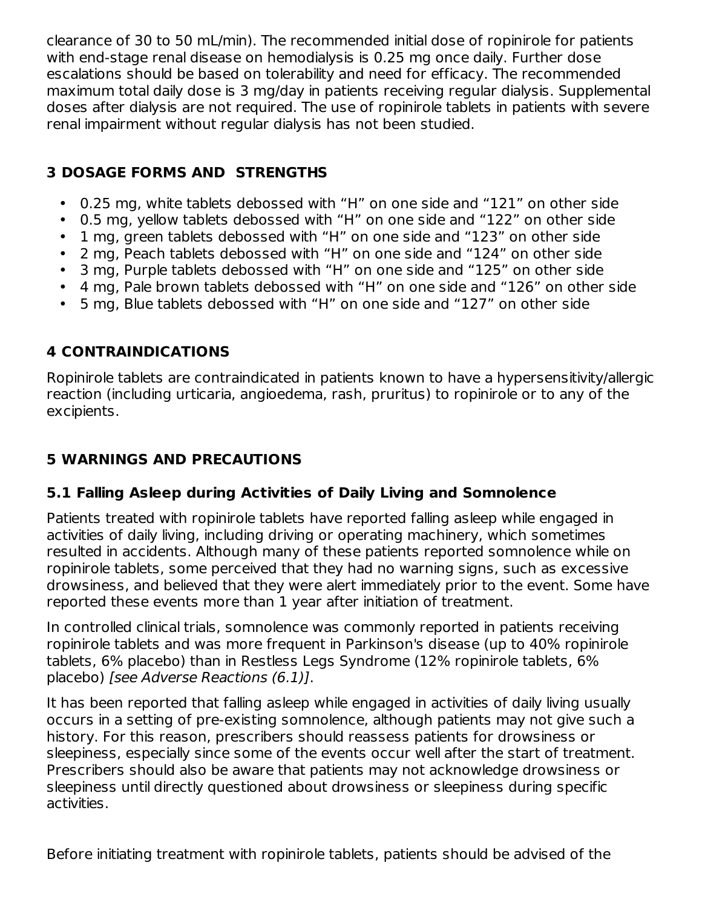clearance of 30 to 50 mL/min). The recommended initial dose of ropinirole for patients with end-stage renal disease on hemodialysis is 0.25 mg once daily. Further dose escalations should be based on tolerability and need for efficacy. The recommended maximum total daily dose is 3 mg/day in patients receiving regular dialysis. Supplemental doses after dialysis are not required. The use of ropinirole tablets in patients with severe renal impairment without regular dialysis has not been studied.

## 3 DOSAGE FORMS AND STRENGTHS

- 0.25 mg, white tablets debossed with “H” on one side and “121” on other side
- 0.5 mg, yellow tablets debossed with “H” on one side and “122” on other side
- 1 mg, green tablets debossed with “H” on one side and “123” on other side
- 2 mg, Peach tablets debossed with “H” on one side and “124” on other side
- 3 mg, Purple tablets debossed with “H” on one side and “125” on other side
- 4 mg, Pale brown tablets debossed with “H” on one side and “126” on other side
- 5 mg, Blue tablets debossed with “H” on one side and “127” on other side

## 4 CONTRAINDICATIONS

Ropinirole tablets are contraindicated in patients known to have a hypersensitivity/allergic reaction (including urticaria, angioedema, rash, pruritus) to ropinirole or to any of the excipients.

## 5 WARNINGS AND PRECAUTIONS

### 5.1 Falling Asleep during Activities of Daily Living and Somnolence

Patients treated with ropinirole tablets have reported falling asleep while engaged in activities of daily living, including driving or operating machinery, which sometimes resulted in accidents. Although many of these patients reported somnolence while on ropinirole tablets, some perceived that they had no warning signs, such as excessive drowsiness, and believed that they were alert immediately prior to the event. Some have reported these events more than 1 year after initiation of treatment.

In controlled clinical trials, somnolence was commonly reported in patients receiving ropinirole tablets and was more frequent in Parkinson's disease (up to 40% ropinirole tablets, 6% placebo) than in Restless Legs Syndrome (12% ropinirole tablets, 6% placebo) *[see Adverse Reactions (6.1)]*.

It has been reported that falling asleep while engaged in activities of daily living usually occurs in a setting of pre-existing somnolence, although patients may not give such a history. For this reason, prescribers should reassess patients for drowsiness or sleepiness, especially since some of the events occur well after the start of treatment. Prescribers should also be aware that patients may not acknowledge drowsiness or sleepiness until directly questioned about drowsiness or sleepiness during specific activities.

Before initiating treatment with ropinirole tablets, patients should be advised of the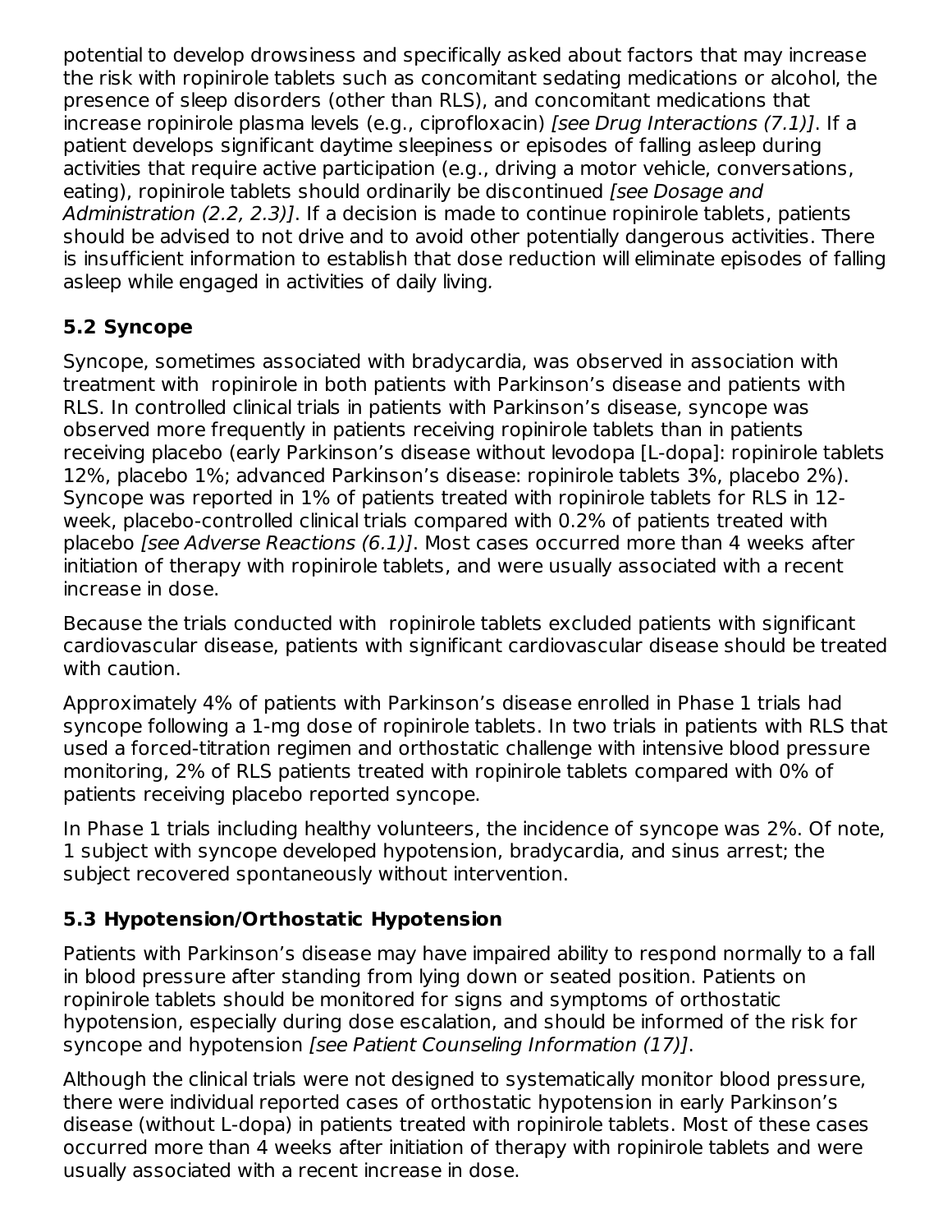potential to develop drowsiness and specifically asked about factors that may increase the risk with ropinirole tablets such as concomitant sedating medications or alcohol, the presence of sleep disorders (other than RLS), and concomitant medications that increase ropinirole plasma levels (e.g., ciprofloxacin) *[see Drug Interactions (7.1)]*. If a patient develops significant daytime sleepiness or episodes of falling asleep during activities that require active participation (e.g., driving a motor vehicle, conversations, eating), ropinirole tablets should ordinarily be discontinued *[see Dosage and Administration (2.2, 2.3)]*. If a decision is made to continue ropinirole tablets, patients should be advised to not drive and to avoid other potentially dangerous activities. There is insufficient information to establish that dose reduction will eliminate episodes of falling asleep while engaged in activities of daily living.

### 5.2 Syncope

Syncope, sometimes associated with bradycardia, was observed in association with treatment with ropinirole in both patients with Parkinson's disease and patients with RLS. In controlled clinical trials in patients with Parkinson's disease, syncope was observed more frequently in patients receiving ropinirole tablets than in patients receiving placebo (early Parkinson's disease without levodopa [L-dopa]: ropinirole tablets 12%, placebo 1%; advanced Parkinson's disease: ropinirole tablets 3%, placebo 2%). Syncope was reported in 1% of patients treated with ropinirole tablets for RLS in 12-week, placebo-controlled clinical trials compared with 0.2% of patients treated with placebo *[see Adverse Reactions (6.1)]*. Most cases occurred more than 4 weeks after initiation of therapy with ropinirole tablets, and were usually associated with a recent increase in dose.

Because the trials conducted with ropinirole tablets excluded patients with significant cardiovascular disease, patients with significant cardiovascular disease should be treated with caution.

Approximately 4% of patients with Parkinson's disease enrolled in Phase 1 trials had syncope following a 1-mg dose of ropinirole tablets. In two trials in patients with RLS that used a forced-titration regimen and orthostatic challenge with intensive blood pressure monitoring, 2% of RLS patients treated with ropinirole tablets compared with 0% of patients receiving placebo reported syncope.

In Phase 1 trials including healthy volunteers, the incidence of syncope was 2%. Of note, 1 subject with syncope developed hypotension, bradycardia, and sinus arrest; the subject recovered spontaneously without intervention.

### 5.3 Hypotension/Orthostatic Hypotension

Patients with Parkinson's disease may have impaired ability to respond normally to a fall in blood pressure after standing from lying down or seated position. Patients on ropinirole tablets should be monitored for signs and symptoms of orthostatic hypotension, especially during dose escalation, and should be informed of the risk for syncope and hypotension *[see Patient Counseling Information (17)]*.

Although the clinical trials were not designed to systematically monitor blood pressure, there were individual reported cases of orthostatic hypotension in early Parkinson's disease (without L-dopa) in patients treated with ropinirole tablets. Most of these cases occurred more than 4 weeks after initiation of therapy with ropinirole tablets and were usually associated with a recent increase in dose.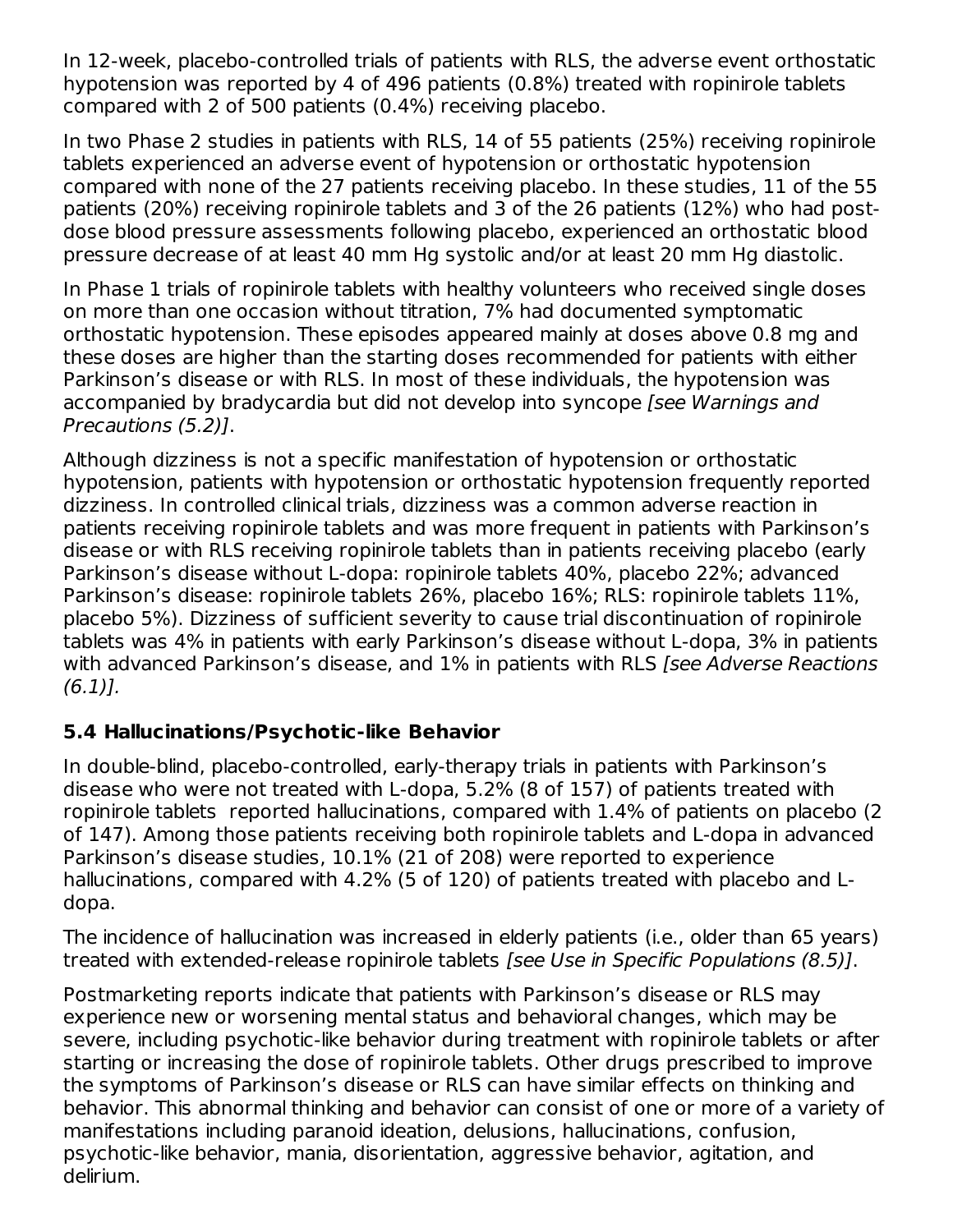In 12-week, placebo-controlled trials of patients with RLS, the adverse event orthostatic hypotension was reported by 4 of 496 patients (0.8%) treated with ropinirole tablets compared with 2 of 500 patients (0.4%) receiving placebo.

In two Phase 2 studies in patients with RLS, 14 of 55 patients (25%) receiving ropinirole tablets experienced an adverse event of hypotension or orthostatic hypotension compared with none of the 27 patients receiving placebo. In these studies, 11 of the 55 patients (20%) receiving ropinirole tablets and 3 of the 26 patients (12%) who had post-dose blood pressure assessments following placebo, experienced an orthostatic blood pressure decrease of at least 40 mm Hg systolic and/or at least 20 mm Hg diastolic.

In Phase 1 trials of ropinirole tablets with healthy volunteers who received single doses on more than one occasion without titration, 7% had documented symptomatic orthostatic hypotension. These episodes appeared mainly at doses above 0.8 mg and these doses are higher than the starting doses recommended for patients with either Parkinson's disease or with RLS. In most of these individuals, the hypotension was accompanied by bradycardia but did not develop into syncope *[see Warnings and Precautions (5.2)]*.

Although dizziness is not a specific manifestation of hypotension or orthostatic hypotension, patients with hypotension or orthostatic hypotension frequently reported dizziness. In controlled clinical trials, dizziness was a common adverse reaction in patients receiving ropinirole tablets and was more frequent in patients with Parkinson's disease or with RLS receiving ropinirole tablets than in patients receiving placebo (early Parkinson's disease without L-dopa: ropinirole tablets 40%, placebo 22%; advanced Parkinson's disease: ropinirole tablets 26%, placebo 16%; RLS: ropinirole tablets 11%, placebo 5%). Dizziness of sufficient severity to cause trial discontinuation of ropinirole tablets was 4% in patients with early Parkinson's disease without L-dopa, 3% in patients with advanced Parkinson's disease, and 1% in patients with RLS *[see Adverse Reactions (6.1)]*.

### 5.4 Hallucinations/Psychotic-like Behavior

In double-blind, placebo-controlled, early-therapy trials in patients with Parkinson's disease who were not treated with L-dopa, 5.2% (8 of 157) of patients treated with ropinirole tablets reported hallucinations, compared with 1.4% of patients on placebo (2 of 147). Among those patients receiving both ropinirole tablets and L-dopa in advanced Parkinson's disease studies, 10.1% (21 of 208) were reported to experience hallucinations, compared with 4.2% (5 of 120) of patients treated with placebo and L-dopa.

The incidence of hallucination was increased in elderly patients (i.e., older than 65 years) treated with extended-release ropinirole tablets *[see Use in Specific Populations (8.5)]*.

Postmarketing reports indicate that patients with Parkinson's disease or RLS may experience new or worsening mental status and behavioral changes, which may be severe, including psychotic-like behavior during treatment with ropinirole tablets or after starting or increasing the dose of ropinirole tablets. Other drugs prescribed to improve the symptoms of Parkinson's disease or RLS can have similar effects on thinking and behavior. This abnormal thinking and behavior can consist of one or more of a variety of manifestations including paranoid ideation, delusions, hallucinations, confusion, psychotic-like behavior, mania, disorientation, aggressive behavior, agitation, and delirium.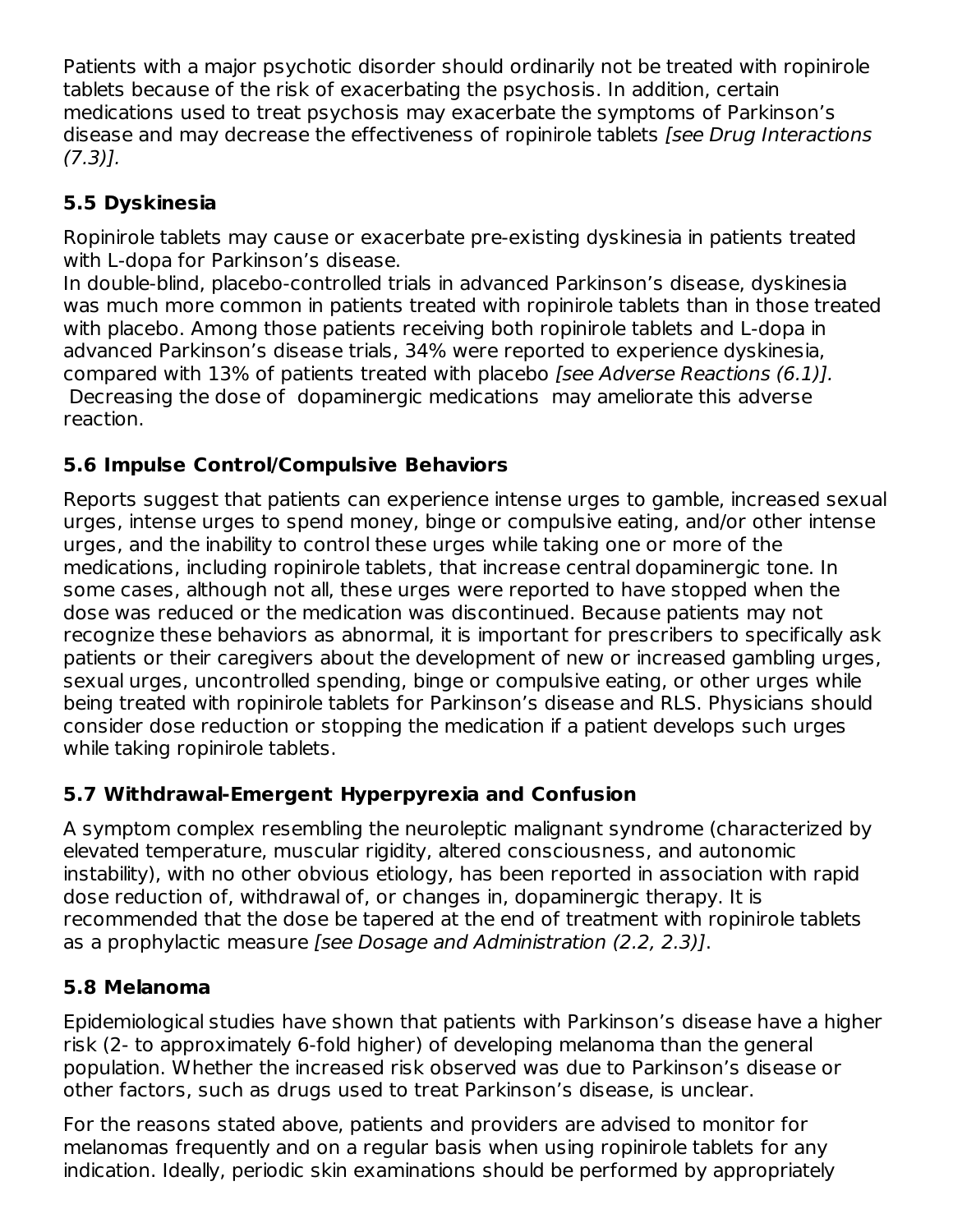Patients with a major psychotic disorder should ordinarily not be treated with ropinirole tablets because of the risk of exacerbating the psychosis. In addition, certain medications used to treat psychosis may exacerbate the symptoms of Parkinson's disease and may decrease the effectiveness of ropinirole tablets *[see Drug Interactions (7.3)].*

### 5.5 Dyskinesia

Ropinirole tablets may cause or exacerbate pre-existing dyskinesia in patients treated with L-dopa for Parkinson's disease.
In double-blind, placebo-controlled trials in advanced Parkinson's disease, dyskinesia was much more common in patients treated with ropinirole tablets than in those treated with placebo. Among those patients receiving both ropinirole tablets and L-dopa in advanced Parkinson's disease trials, 34% were reported to experience dyskinesia, compared with 13% of patients treated with placebo *[see Adverse Reactions (6.1)].* Decreasing the dose of dopaminergic medications may ameliorate this adverse reaction.

### 5.6 Impulse Control/Compulsive Behaviors

Reports suggest that patients can experience intense urges to gamble, increased sexual urges, intense urges to spend money, binge or compulsive eating, and/or other intense urges, and the inability to control these urges while taking one or more of the medications, including ropinirole tablets, that increase central dopaminergic tone. In some cases, although not all, these urges were reported to have stopped when the dose was reduced or the medication was discontinued. Because patients may not recognize these behaviors as abnormal, it is important for prescribers to specifically ask patients or their caregivers about the development of new or increased gambling urges, sexual urges, uncontrolled spending, binge or compulsive eating, or other urges while being treated with ropinirole tablets for Parkinson's disease and RLS. Physicians should consider dose reduction or stopping the medication if a patient develops such urges while taking ropinirole tablets.

### 5.7 Withdrawal-Emergent Hyperpyrexia and Confusion

A symptom complex resembling the neuroleptic malignant syndrome (characterized by elevated temperature, muscular rigidity, altered consciousness, and autonomic instability), with no other obvious etiology, has been reported in association with rapid dose reduction of, withdrawal of, or changes in, dopaminergic therapy. It is recommended that the dose be tapered at the end of treatment with ropinirole tablets as a prophylactic measure *[see Dosage and Administration (2.2, 2.3)]*.

### 5.8 Melanoma

Epidemiological studies have shown that patients with Parkinson's disease have a higher risk (2- to approximately 6-fold higher) of developing melanoma than the general population. Whether the increased risk observed was due to Parkinson's disease or other factors, such as drugs used to treat Parkinson's disease, is unclear.

For the reasons stated above, patients and providers are advised to monitor for melanomas frequently and on a regular basis when using ropinirole tablets for any indication. Ideally, periodic skin examinations should be performed by appropriately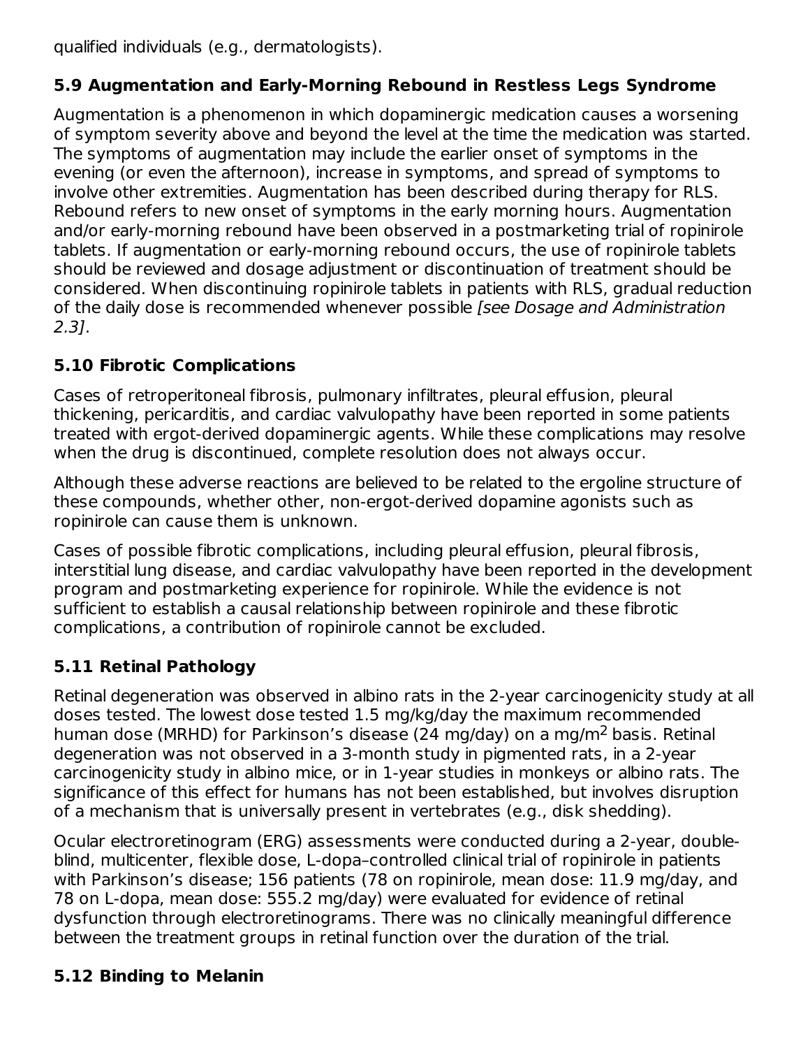qualified individuals (e.g., dermatologists).

### 5.9 Augmentation and Early-Morning Rebound in Restless Legs Syndrome

Augmentation is a phenomenon in which dopaminergic medication causes a worsening of symptom severity above and beyond the level at the time the medication was started. The symptoms of augmentation may include the earlier onset of symptoms in the evening (or even the afternoon), increase in symptoms, and spread of symptoms to involve other extremities. Augmentation has been described during therapy for RLS. Rebound refers to new onset of symptoms in the early morning hours. Augmentation and/or early-morning rebound have been observed in a postmarketing trial of ropinirole tablets. If augmentation or early-morning rebound occurs, the use of ropinirole tablets should be reviewed and dosage adjustment or discontinuation of treatment should be considered. When discontinuing ropinirole tablets in patients with RLS, gradual reduction of the daily dose is recommended whenever possible *[see Dosage and Administration 2.3]*.

### 5.10 Fibrotic Complications

Cases of retroperitoneal fibrosis, pulmonary infiltrates, pleural effusion, pleural thickening, pericarditis, and cardiac valvulopathy have been reported in some patients treated with ergot-derived dopaminergic agents. While these complications may resolve when the drug is discontinued, complete resolution does not always occur.

Although these adverse reactions are believed to be related to the ergoline structure of these compounds, whether other, non-ergot-derived dopamine agonists such as ropinirole can cause them is unknown.

Cases of possible fibrotic complications, including pleural effusion, pleural fibrosis, interstitial lung disease, and cardiac valvulopathy have been reported in the development program and postmarketing experience for ropinirole. While the evidence is not sufficient to establish a causal relationship between ropinirole and these fibrotic complications, a contribution of ropinirole cannot be excluded.

### 5.11 Retinal Pathology

Retinal degeneration was observed in albino rats in the 2-year carcinogenicity study at all doses tested. The lowest dose tested 1.5 mg/kg/day the maximum recommended human dose (MRHD) for Parkinson's disease (24 mg/day) on a mg/m$^2$ basis. Retinal degeneration was not observed in a 3-month study in pigmented rats, in a 2-year carcinogenicity study in albino mice, or in 1-year studies in monkeys or albino rats. The significance of this effect for humans has not been established, but involves disruption of a mechanism that is universally present in vertebrates (e.g., disk shedding).

Ocular electroretinogram (ERG) assessments were conducted during a 2-year, double-blind, multicenter, flexible dose, L-dopa–controlled clinical trial of ropinirole in patients with Parkinson's disease; 156 patients (78 on ropinirole, mean dose: 11.9 mg/day, and 78 on L-dopa, mean dose: 555.2 mg/day) were evaluated for evidence of retinal dysfunction through electroretinograms. There was no clinically meaningful difference between the treatment groups in retinal function over the duration of the trial.

### 5.12 Binding to Melanin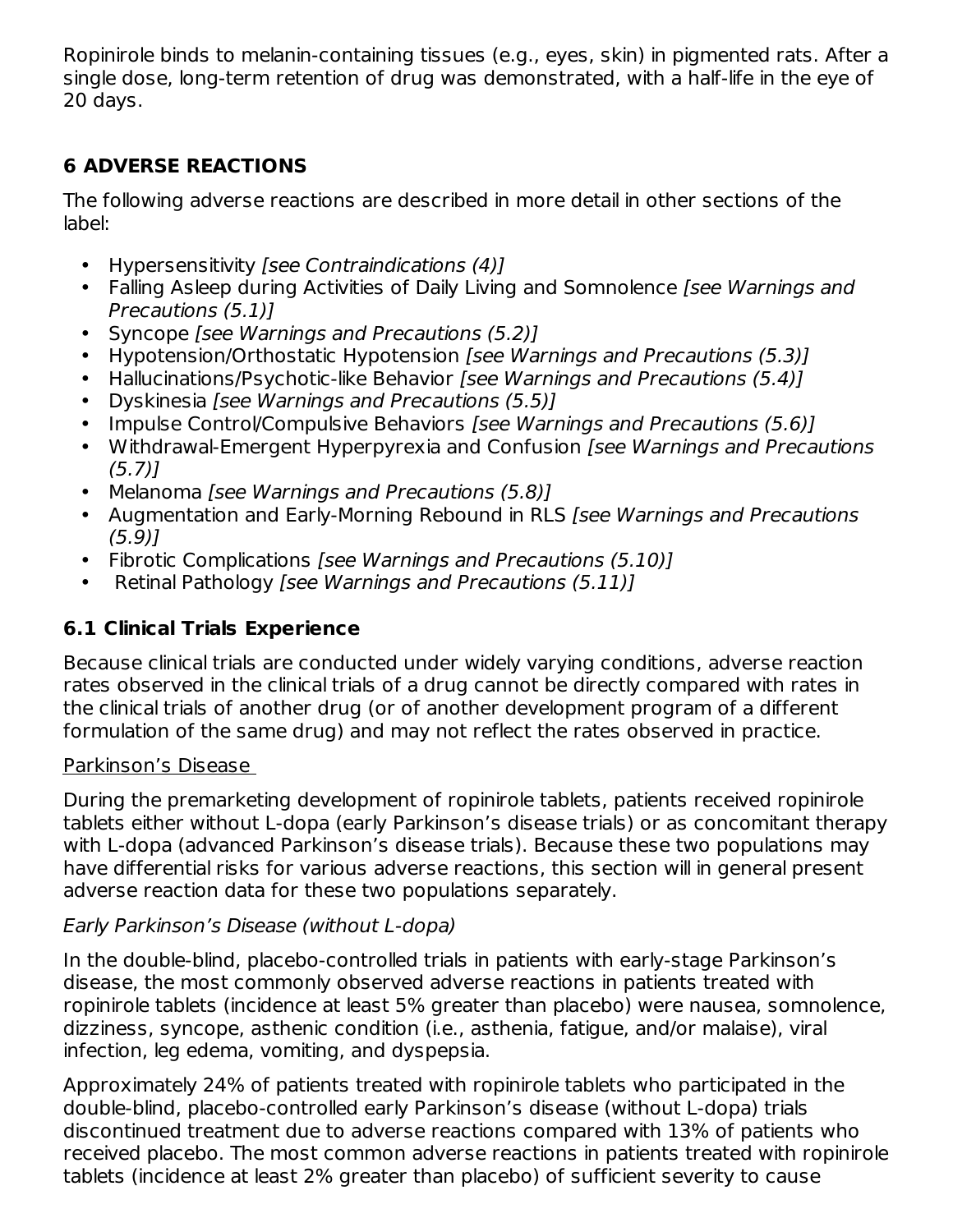Ropinirole binds to melanin-containing tissues (e.g., eyes, skin) in pigmented rats. After a single dose, long-term retention of drug was demonstrated, with a half-life in the eye of 20 days.

## 6 ADVERSE REACTIONS

The following adverse reactions are described in more detail in other sections of the label:

- Hypersensitivity *[see Contraindications (4)]*
- Falling Asleep during Activities of Daily Living and Somnolence *[see Warnings and Precautions (5.1)]*
- Syncope *[see Warnings and Precautions (5.2)]*
- Hypotension/Orthostatic Hypotension *[see Warnings and Precautions (5.3)]*
- Hallucinations/Psychotic-like Behavior *[see Warnings and Precautions (5.4)]*
- Dyskinesia *[see Warnings and Precautions (5.5)]*
- Impulse Control/Compulsive Behaviors *[see Warnings and Precautions (5.6)]*
- Withdrawal-Emergent Hyperpyrexia and Confusion *[see Warnings and Precautions (5.7)]*
- Melanoma *[see Warnings and Precautions (5.8)]*
- Augmentation and Early-Morning Rebound in RLS *[see Warnings and Precautions (5.9)]*
- Fibrotic Complications *[see Warnings and Precautions (5.10)]*
- Retinal Pathology *[see Warnings and Precautions (5.11)]*

### 6.1 Clinical Trials Experience

Because clinical trials are conducted under widely varying conditions, adverse reaction rates observed in the clinical trials of a drug cannot be directly compared with rates in the clinical trials of another drug (or of another development program of a different formulation of the same drug) and may not reflect the rates observed in practice.

Parkinson's Disease

During the premarketing development of ropinirole tablets, patients received ropinirole tablets either without L-dopa (early Parkinson's disease trials) or as concomitant therapy with L-dopa (advanced Parkinson's disease trials). Because these two populations may have differential risks for various adverse reactions, this section will in general present adverse reaction data for these two populations separately.

*Early Parkinson's Disease (without L-dopa)*

In the double-blind, placebo-controlled trials in patients with early-stage Parkinson's disease, the most commonly observed adverse reactions in patients treated with ropinirole tablets (incidence at least 5% greater than placebo) were nausea, somnolence, dizziness, syncope, asthenic condition (i.e., asthenia, fatigue, and/or malaise), viral infection, leg edema, vomiting, and dyspepsia.

Approximately 24% of patients treated with ropinirole tablets who participated in the double-blind, placebo-controlled early Parkinson's disease (without L-dopa) trials discontinued treatment due to adverse reactions compared with 13% of patients who received placebo. The most common adverse reactions in patients treated with ropinirole tablets (incidence at least 2% greater than placebo) of sufficient severity to cause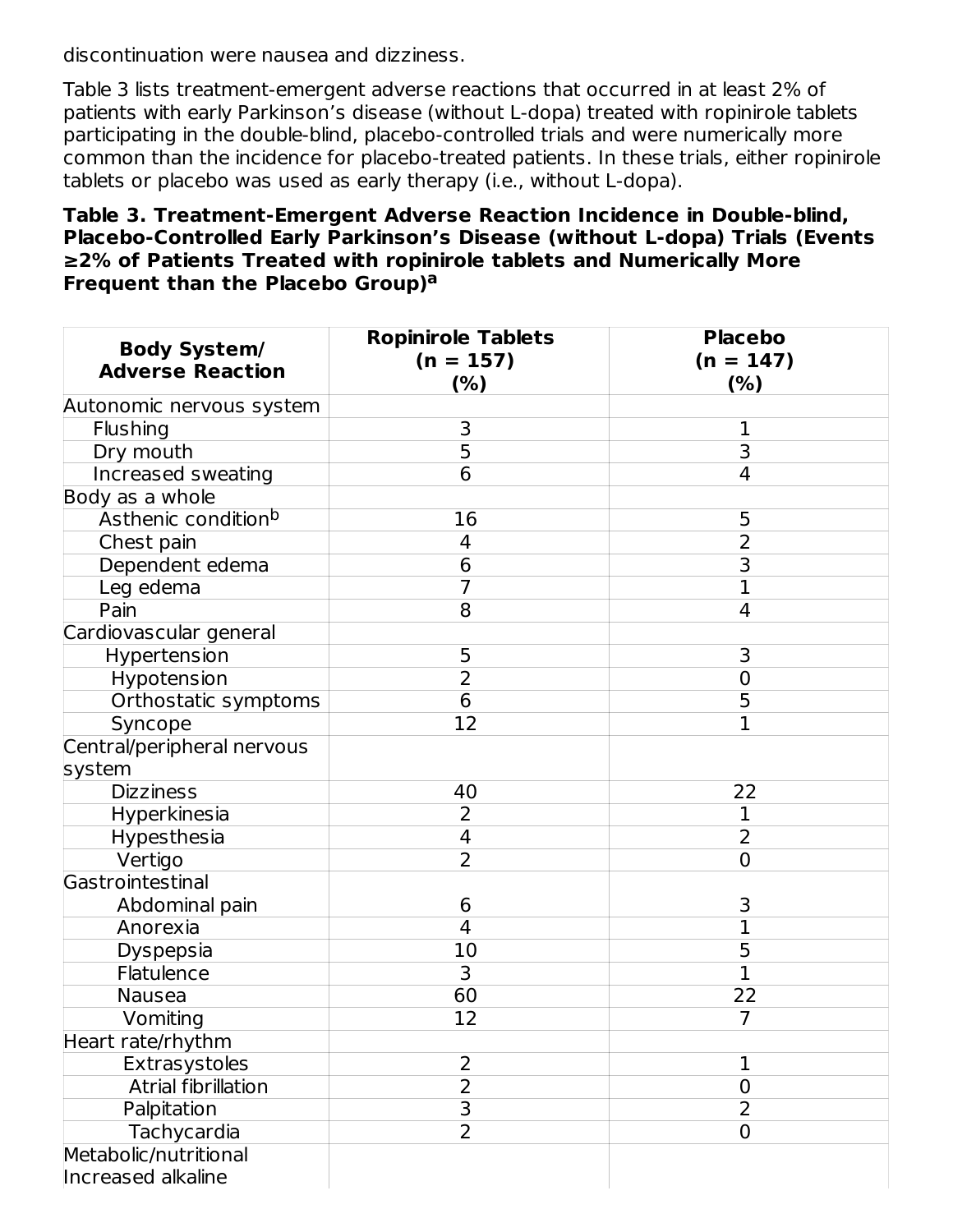discontinuation were nausea and dizziness.

Table 3 lists treatment-emergent adverse reactions that occurred in at least 2% of patients with early Parkinson's disease (without L-dopa) treated with ropinirole tablets participating in the double-blind, placebo-controlled trials and were numerically more common than the incidence for placebo-treated patients. In these trials, either ropinirole tablets or placebo was used as early therapy (i.e., without L-dopa).

**Table 3. Treatment-Emergent Adverse Reaction Incidence in Double-blind, Placebo-Controlled Early Parkinson's Disease (without L-dopa) Trials (Events ≥2% of Patients Treated with ropinirole tablets and Numerically More Frequent than the Placebo Group)[a]**

| Body System/ Adverse Reaction | Ropinirole Tablets (n = 157) (%) | Placebo (n = 147) (%) |
|---|---|---|
| Autonomic nervous system | | |
| Flushing | 3 | 1 |
| Dry mouth | 5 | 3 |
| Increased sweating | 6 | 4 |
| Body as a whole | | |
| Asthenic condition[b] | 16 | 5 |
| Chest pain | 4 | 2 |
| Dependent edema | 6 | 3 |
| Leg edema | 7 | 1 |
| Pain | 8 | 4 |
| Cardiovascular general | | |
| Hypertension | 5 | 3 |
| Hypotension | 2 | 0 |
| Orthostatic symptoms | 6 | 5 |
| Syncope | 12 | 1 |
| Central/peripheral nervous system | | |
| Dizziness | 40 | 22 |
| Hyperkinesia | 2 | 1 |
| Hypesthesia | 4 | 2 |
| Vertigo | 2 | 0 |
| Gastrointestinal | | |
| Abdominal pain | 6 | 3 |
| Anorexia | 4 | 1 |
| Dyspepsia | 10 | 5 |
| Flatulence | 3 | 1 |
| Nausea | 60 | 22 |
| Vomiting | 12 | 7 |
| Heart rate/rhythm | | |
| Extrasystoles | 2 | 1 |
| Atrial fibrillation | 2 | 0 |
| Palpitation | 3 | 2 |
| Tachycardia | 2 | 0 |
| Metabolic/nutritional Increased alkaline | | |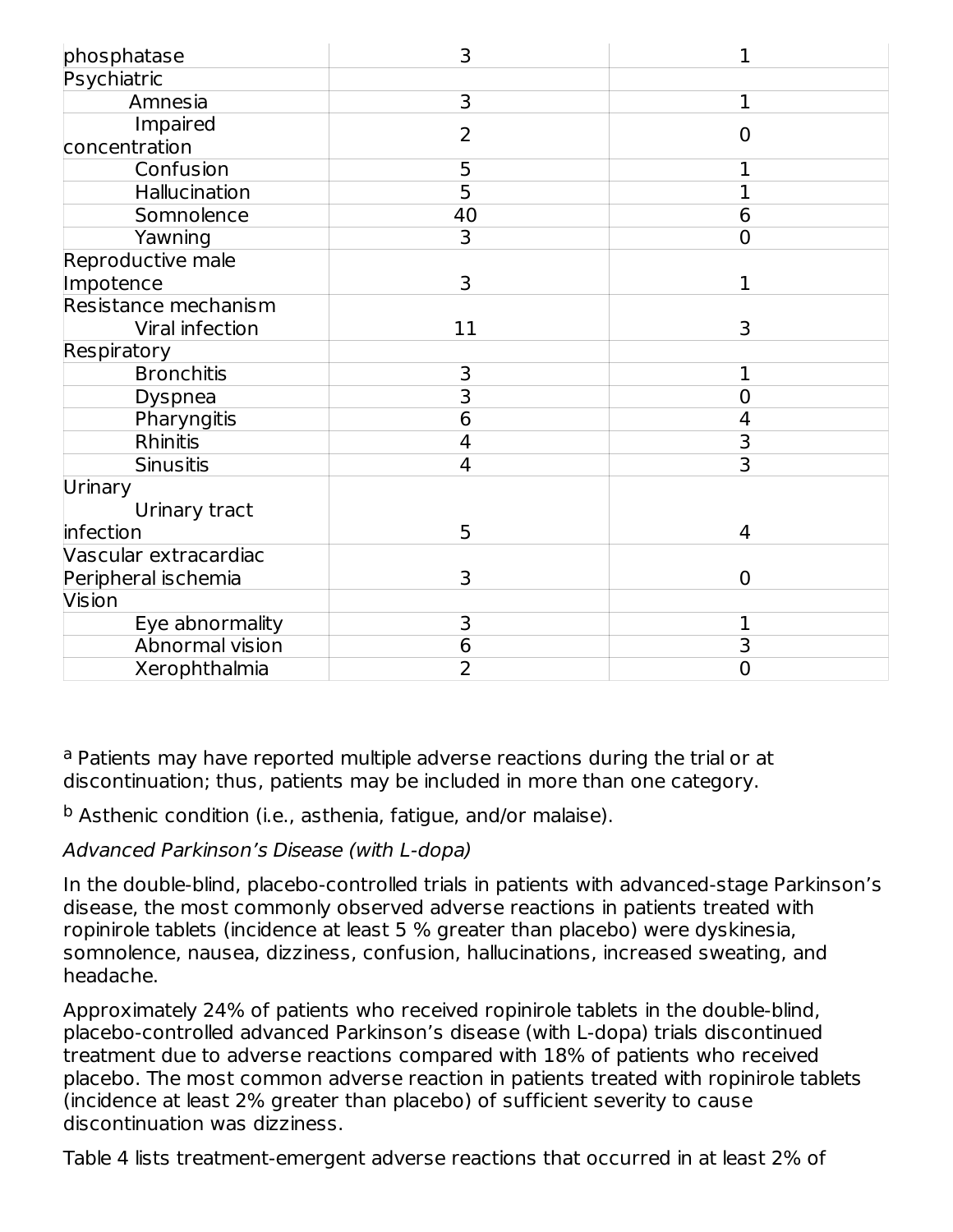| | | |
|---|---|---|
| phosphatase | 3 | 1 |
| Psychiatric | | |
| Amnesia | 3 | 1 |
| Impaired concentration | 2 | 0 |
| Confusion | 5 | 1 |
| Hallucination | 5 | 1 |
| Somnolence | 40 | 6 |
| Yawning | 3 | 0 |
| Reproductive male Impotence | 3 | 1 |
| Resistance mechanism Viral infection | 11 | 3 |
| Respiratory | | |
| Bronchitis | 3 | 1 |
| Dyspnea | 3 | 0 |
| Pharyngitis | 6 | 4 |
| Rhinitis | 4 | 3 |
| Sinusitis | 4 | 3 |
| Urinary Urinary tract infection | 5 | 4 |
| Vascular extracardiac Peripheral ischemia | 3 | 0 |
| Vision | | |
| Eye abnormality | 3 | 1 |
| Abnormal vision | 6 | 3 |
| Xerophthalmia | 2 | 0 |

[a] Patients may have reported multiple adverse reactions during the trial or at discontinuation; thus, patients may be included in more than one category.

[b] Asthenic condition (i.e., asthenia, fatigue, and/or malaise).

*Advanced Parkinson's Disease (with L-dopa)*

In the double-blind, placebo-controlled trials in patients with advanced-stage Parkinson's disease, the most commonly observed adverse reactions in patients treated with ropinirole tablets (incidence at least 5 % greater than placebo) were dyskinesia, somnolence, nausea, dizziness, confusion, hallucinations, increased sweating, and headache.

Approximately 24% of patients who received ropinirole tablets in the double-blind, placebo-controlled advanced Parkinson's disease (with L-dopa) trials discontinued treatment due to adverse reactions compared with 18% of patients who received placebo. The most common adverse reaction in patients treated with ropinirole tablets (incidence at least 2% greater than placebo) of sufficient severity to cause discontinuation was dizziness.

Table 4 lists treatment-emergent adverse reactions that occurred in at least 2% of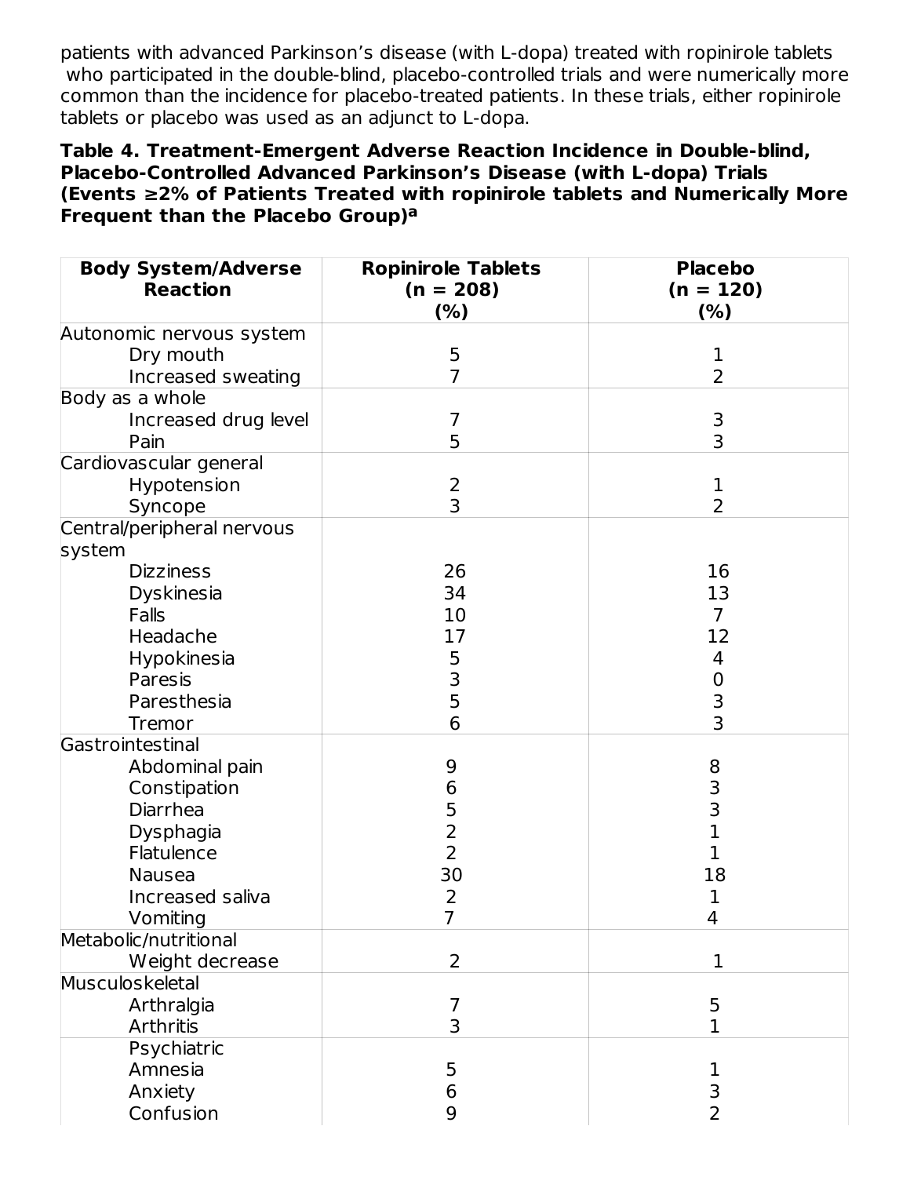patients with advanced Parkinson's disease (with L-dopa) treated with ropinirole tablets who participated in the double-blind, placebo-controlled trials and were numerically more common than the incidence for placebo-treated patients. In these trials, either ropinirole tablets or placebo was used as an adjunct to L-dopa.

**Table 4. Treatment-Emergent Adverse Reaction Incidence in Double-blind, Placebo-Controlled Advanced Parkinson's Disease (with L-dopa) Trials (Events ≥2% of Patients Treated with ropinirole tablets and Numerically More Frequent than the Placebo Group)[a]**

| Body System/Adverse Reaction | Ropinirole Tablets (n = 208) (%) | Placebo (n = 120) (%) |
|---|---|---|
| Autonomic nervous system | | |
| Dry mouth | 5 | 1 |
| Increased sweating | 7 | 2 |
| Body as a whole | | |
| Increased drug level | 7 | 3 |
| Pain | 5 | 3 |
| Cardiovascular general | | |
| Hypotension | 2 | 1 |
| Syncope | 3 | 2 |
| Central/peripheral nervous system | | |
| Dizziness | 26 | 16 |
| Dyskinesia | 34 | 13 |
| Falls | 10 | 7 |
| Headache | 17 | 12 |
| Hypokinesia | 5 | 4 |
| Paresis | 3 | 0 |
| Paresthesia | 5 | 3 |
| Tremor | 6 | 3 |
| Gastrointestinal | | |
| Abdominal pain | 9 | 8 |
| Constipation | 6 | 3 |
| Diarrhea | 5 | 3 |
| Dysphagia | 2 | 1 |
| Flatulence | 2 | 1 |
| Nausea | 30 | 18 |
| Increased saliva | 2 | 1 |
| Vomiting | 7 | 4 |
| Metabolic/nutritional | | |
| Weight decrease | 2 | 1 |
| Musculoskeletal | | |
| Arthralgia | 7 | 5 |
| Arthritis | 3 | 1 |
| Psychiatric | | |
| Amnesia | 5 | 1 |
| Anxiety | 6 | 3 |
| Confusion | 9 | 2 |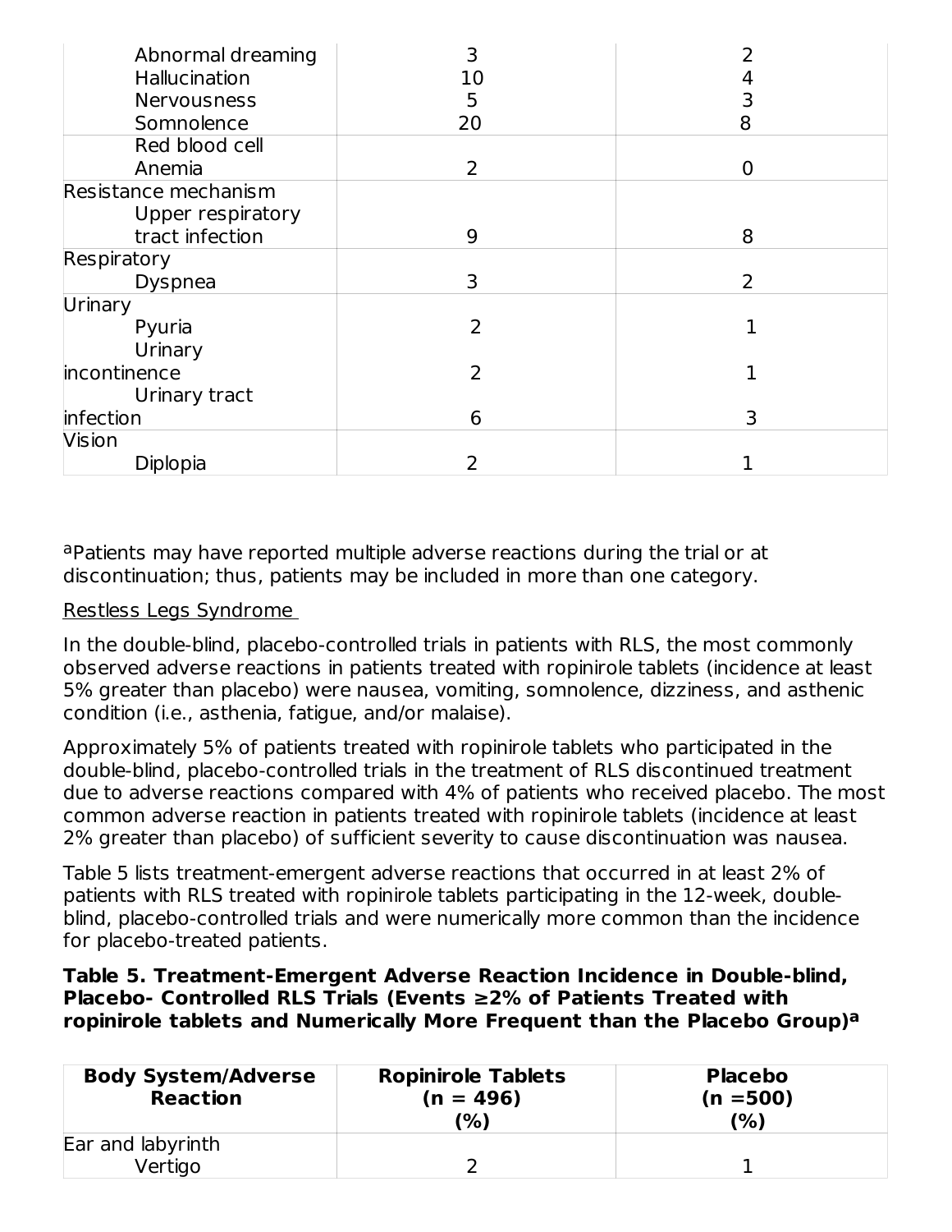| | | |
|---|---|---|
| Abnormal dreaming | 3 | 2 |
| Hallucination | 10 | 4 |
| Nervousness | 5 | 3 |
| Somnolence | 20 | 8 |
| Red blood cell | | |
| Anemia | 2 | 0 |
| Resistance mechanism | | |
| Upper respiratory tract infection | 9 | 8 |
| Respiratory | | |
| Dyspnea | 3 | 2 |
| Urinary | | |
| Pyuria | 2 | 1 |
| Urinary incontinence | 2 | 1 |
| Urinary tract infection | 6 | 3 |
| Vision | | |
| Diplopia | 2 | 1 |

[a]Patients may have reported multiple adverse reactions during the trial or at discontinuation; thus, patients may be included in more than one category.

Restless Legs Syndrome

In the double-blind, placebo-controlled trials in patients with RLS, the most commonly observed adverse reactions in patients treated with ropinirole tablets (incidence at least 5% greater than placebo) were nausea, vomiting, somnolence, dizziness, and asthenic condition (i.e., asthenia, fatigue, and/or malaise).

Approximately 5% of patients treated with ropinirole tablets who participated in the double-blind, placebo-controlled trials in the treatment of RLS discontinued treatment due to adverse reactions compared with 4% of patients who received placebo. The most common adverse reaction in patients treated with ropinirole tablets (incidence at least 2% greater than placebo) of sufficient severity to cause discontinuation was nausea.

Table 5 lists treatment-emergent adverse reactions that occurred in at least 2% of patients with RLS treated with ropinirole tablets participating in the 12-week, double-blind, placebo-controlled trials and were numerically more common than the incidence for placebo-treated patients.

**Table 5. Treatment-Emergent Adverse Reaction Incidence in Double-blind, Placebo- Controlled RLS Trials (Events ≥2% of Patients Treated with ropinirole tablets and Numerically More Frequent than the Placebo Group)[a]**

| Body System/Adverse Reaction | Ropinirole Tablets (n = 496) (%) | Placebo (n =500) (%) |
|---|---|---|
| Ear and labyrinth | | |
| Vertigo | 2 | 1 |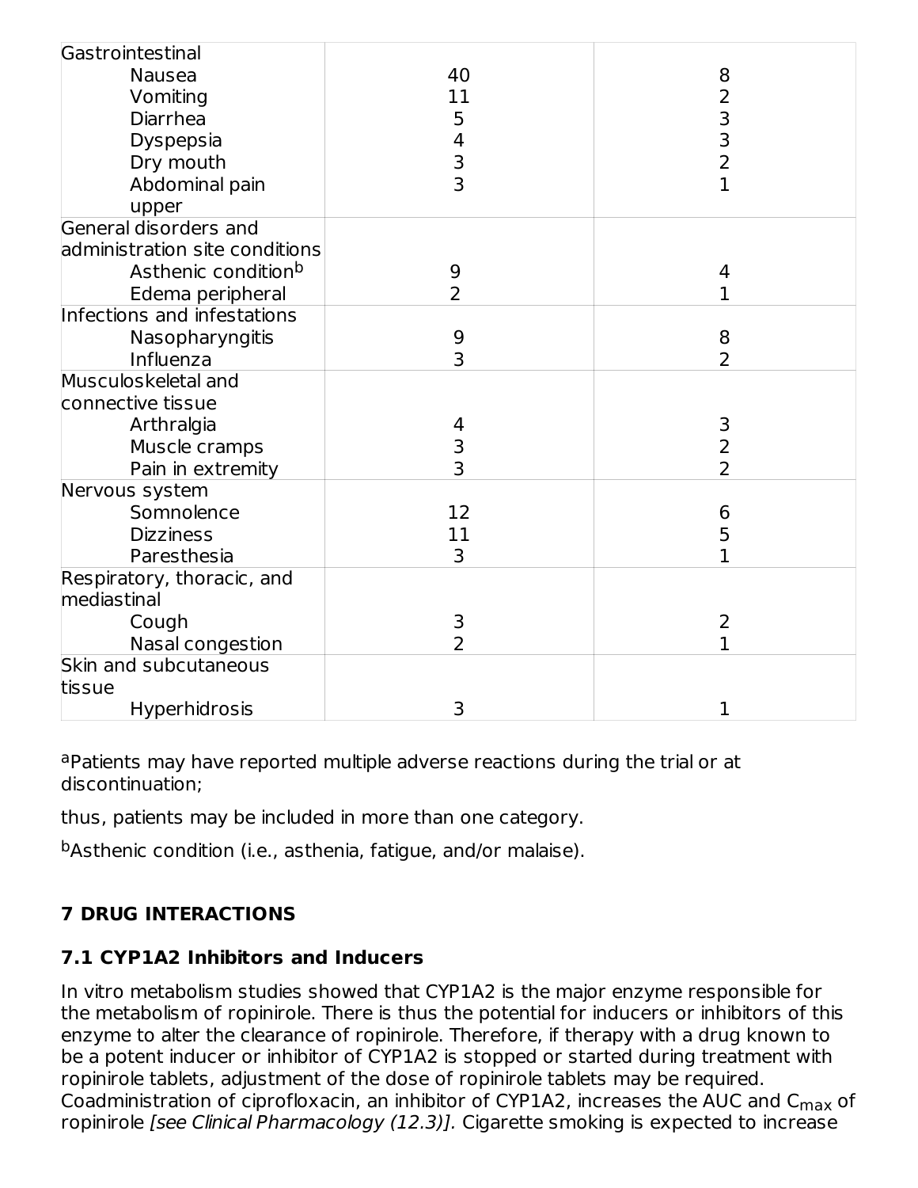| | | |
|---|---|---|
| Gastrointestinal | | |
| Nausea | 40 | 8 |
| Vomiting | 11 | 2 |
| Diarrhea | 5 | 3 |
| Dyspepsia | 4 | 3 |
| Dry mouth | 3 | 2 |
| Abdominal pain upper | 3 | 1 |
| General disorders and administration site conditions | | |
| Asthenic condition[b] | 9 | 4 |
| Edema peripheral | 2 | 1 |
| Infections and infestations | | |
| Nasopharyngitis | 9 | 8 |
| Influenza | 3 | 2 |
| Musculoskeletal and connective tissue | | |
| Arthralgia | 4 | 3 |
| Muscle cramps | 3 | 2 |
| Pain in extremity | 3 | 2 |
| Nervous system | | |
| Somnolence | 12 | 6 |
| Dizziness | 11 | 5 |
| Paresthesia | 3 | 1 |
| Respiratory, thoracic, and mediastinal | | |
| Cough | 3 | 2 |
| Nasal congestion | 2 | 1 |
| Skin and subcutaneous tissue | | |
| Hyperhidrosis | 3 | 1 |

[a]Patients may have reported multiple adverse reactions during the trial or at discontinuation;

thus, patients may be included in more than one category.

[b]Asthenic condition (i.e., asthenia, fatigue, and/or malaise).

## 7 DRUG INTERACTIONS

### 7.1 CYP1A2 Inhibitors and Inducers

In vitro metabolism studies showed that CYP1A2 is the major enzyme responsible for the metabolism of ropinirole. There is thus the potential for inducers or inhibitors of this enzyme to alter the clearance of ropinirole. Therefore, if therapy with a drug known to be a potent inducer or inhibitor of CYP1A2 is stopped or started during treatment with ropinirole tablets, adjustment of the dose of ropinirole tablets may be required. Coadministration of ciprofloxacin, an inhibitor of CYP1A2, increases the AUC and $C_{max}$ of ropinirole *[see Clinical Pharmacology (12.3)]*. Cigarette smoking is expected to increase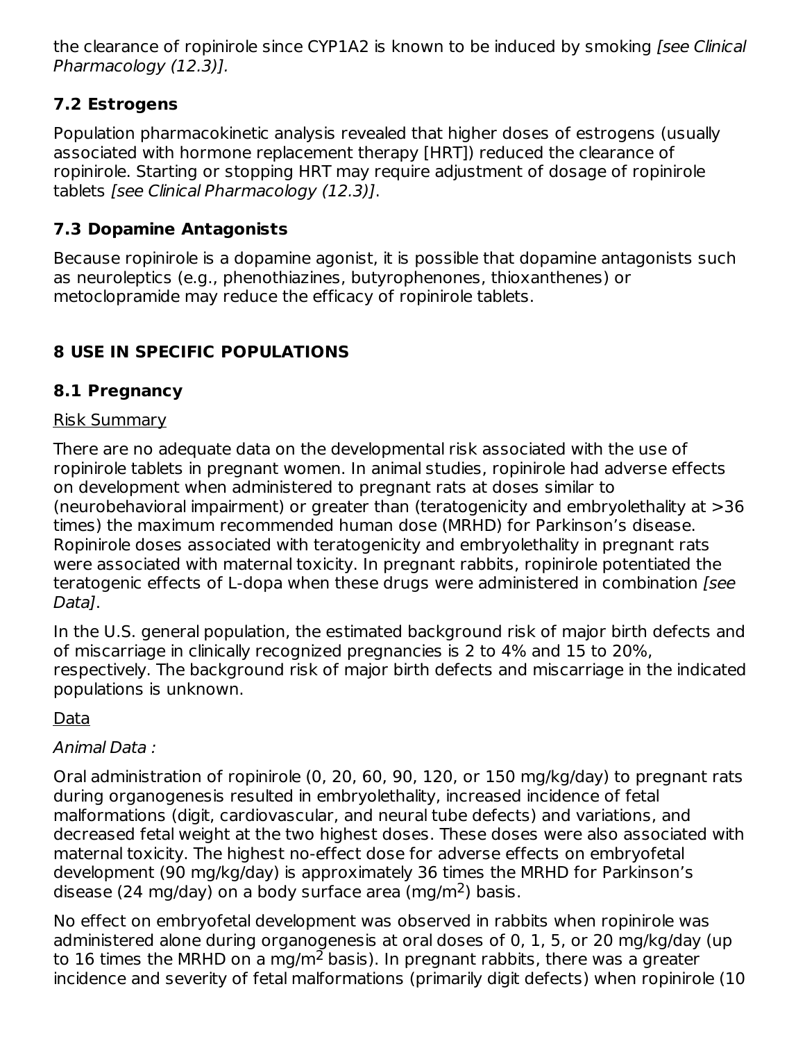the clearance of ropinirole since CYP1A2 is known to be induced by smoking *[see Clinical Pharmacology (12.3)].*

### 7.2 Estrogens

Population pharmacokinetic analysis revealed that higher doses of estrogens (usually associated with hormone replacement therapy [HRT]) reduced the clearance of ropinirole. Starting or stopping HRT may require adjustment of dosage of ropinirole tablets *[see Clinical Pharmacology (12.3)]*.

### 7.3 Dopamine Antagonists

Because ropinirole is a dopamine agonist, it is possible that dopamine antagonists such as neuroleptics (e.g., phenothiazines, butyrophenones, thioxanthenes) or metoclopramide may reduce the efficacy of ropinirole tablets.

## 8 USE IN SPECIFIC POPULATIONS

### 8.1 Pregnancy

Risk Summary

There are no adequate data on the developmental risk associated with the use of ropinirole tablets in pregnant women. In animal studies, ropinirole had adverse effects on development when administered to pregnant rats at doses similar to (neurobehavioral impairment) or greater than (teratogenicity and embryolethality at >36 times) the maximum recommended human dose (MRHD) for Parkinson's disease. Ropinirole doses associated with teratogenicity and embryolethality in pregnant rats were associated with maternal toxicity. In pregnant rabbits, ropinirole potentiated the teratogenic effects of L-dopa when these drugs were administered in combination *[see Data]*.

In the U.S. general population, the estimated background risk of major birth defects and of miscarriage in clinically recognized pregnancies is 2 to 4% and 15 to 20%, respectively. The background risk of major birth defects and miscarriage in the indicated populations is unknown.

Data

*Animal Data :*

Oral administration of ropinirole (0, 20, 60, 90, 120, or 150 mg/kg/day) to pregnant rats during organogenesis resulted in embryolethality, increased incidence of fetal malformations (digit, cardiovascular, and neural tube defects) and variations, and decreased fetal weight at the two highest doses. These doses were also associated with maternal toxicity. The highest no-effect dose for adverse effects on embryofetal development (90 mg/kg/day) is approximately 36 times the MRHD for Parkinson's disease (24 mg/day) on a body surface area (mg/m$^2$) basis.

No effect on embryofetal development was observed in rabbits when ropinirole was administered alone during organogenesis at oral doses of 0, 1, 5, or 20 mg/kg/day (up to 16 times the MRHD on a mg/m$^2$ basis). In pregnant rabbits, there was a greater incidence and severity of fetal malformations (primarily digit defects) when ropinirole (10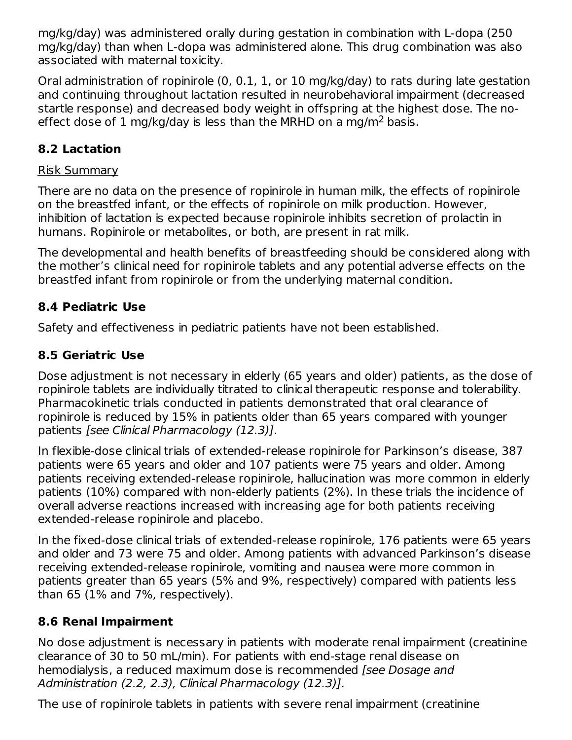mg/kg/day) was administered orally during gestation in combination with L-dopa (250 mg/kg/day) than when L-dopa was administered alone. This drug combination was also associated with maternal toxicity.

Oral administration of ropinirole (0, 0.1, 1, or 10 mg/kg/day) to rats during late gestation and continuing throughout lactation resulted in neurobehavioral impairment (decreased startle response) and decreased body weight in offspring at the highest dose. The no-effect dose of 1 mg/kg/day is less than the MRHD on a mg/$m^2$ basis.

### 8.2 Lactation

Risk Summary

There are no data on the presence of ropinirole in human milk, the effects of ropinirole on the breastfed infant, or the effects of ropinirole on milk production. However, inhibition of lactation is expected because ropinirole inhibits secretion of prolactin in humans. Ropinirole or metabolites, or both, are present in rat milk.

The developmental and health benefits of breastfeeding should be considered along with the mother's clinical need for ropinirole tablets and any potential adverse effects on the breastfed infant from ropinirole or from the underlying maternal condition.

### 8.4 Pediatric Use

Safety and effectiveness in pediatric patients have not been established.

### 8.5 Geriatric Use

Dose adjustment is not necessary in elderly (65 years and older) patients, as the dose of ropinirole tablets are individually titrated to clinical therapeutic response and tolerability. Pharmacokinetic trials conducted in patients demonstrated that oral clearance of ropinirole is reduced by 15% in patients older than 65 years compared with younger patients *[see Clinical Pharmacology (12.3)]*.

In flexible-dose clinical trials of extended-release ropinirole for Parkinson's disease, 387 patients were 65 years and older and 107 patients were 75 years and older. Among patients receiving extended-release ropinirole, hallucination was more common in elderly patients (10%) compared with non-elderly patients (2%). In these trials the incidence of overall adverse reactions increased with increasing age for both patients receiving extended-release ropinirole and placebo.

In the fixed-dose clinical trials of extended-release ropinirole, 176 patients were 65 years and older and 73 were 75 and older. Among patients with advanced Parkinson's disease receiving extended-release ropinirole, vomiting and nausea were more common in patients greater than 65 years (5% and 9%, respectively) compared with patients less than 65 (1% and 7%, respectively).

### 8.6 Renal Impairment

No dose adjustment is necessary in patients with moderate renal impairment (creatinine clearance of 30 to 50 mL/min). For patients with end-stage renal disease on hemodialysis, a reduced maximum dose is recommended *[see Dosage and Administration (2.2, 2.3), Clinical Pharmacology (12.3)]*.

The use of ropinirole tablets in patients with severe renal impairment (creatinine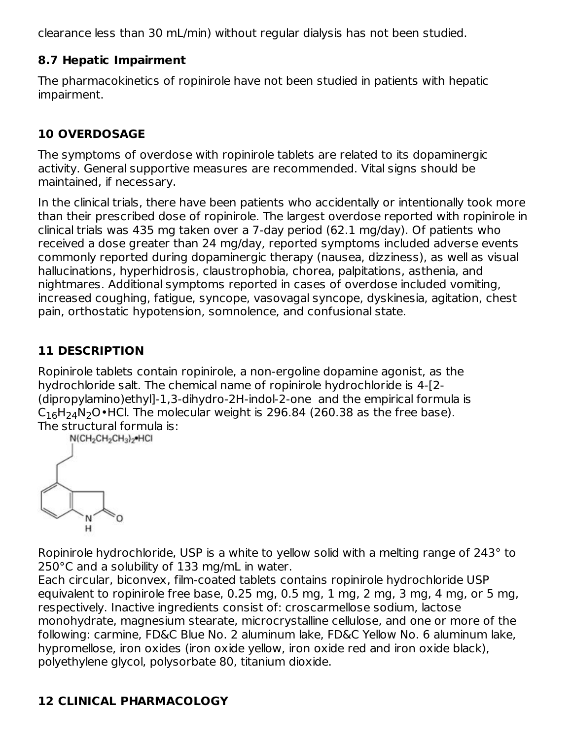clearance less than 30 mL/min) without regular dialysis has not been studied.

### 8.7 Hepatic Impairment

The pharmacokinetics of ropinirole have not been studied in patients with hepatic impairment.

## 10 OVERDOSAGE

The symptoms of overdose with ropinirole tablets are related to its dopaminergic activity. General supportive measures are recommended. Vital signs should be maintained, if necessary.

In the clinical trials, there have been patients who accidentally or intentionally took more than their prescribed dose of ropinirole. The largest overdose reported with ropinirole in clinical trials was 435 mg taken over a 7-day period (62.1 mg/day). Of patients who received a dose greater than 24 mg/day, reported symptoms included adverse events commonly reported during dopaminergic therapy (nausea, dizziness), as well as visual hallucinations, hyperhidrosis, claustrophobia, chorea, palpitations, asthenia, and nightmares. Additional symptoms reported in cases of overdose included vomiting, increased coughing, fatigue, syncope, vasovagal syncope, dyskinesia, agitation, chest pain, orthostatic hypotension, somnolence, and confusional state.

## 11 DESCRIPTION

Ropinirole tablets contain ropinirole, a non-ergoline dopamine agonist, as the hydrochloride salt. The chemical name of ropinirole hydrochloride is 4-[2-(dipropylamino)ethyl]-1,3-dihydro-2H-indol-2-one and the empirical formula is $C_{16}H_{24}N_2O$•HCl. The molecular weight is 296.84 (260.38 as the free base). The structural formula is:

$N(CH_2CH_2CH_3)_2$•HCl

N
H

O

Ropinirole hydrochloride, USP is a white to yellow solid with a melting range of 243° to 250°C and a solubility of 133 mg/mL in water.
Each circular, biconvex, film-coated tablets contains ropinirole hydrochloride USP equivalent to ropinirole free base, 0.25 mg, 0.5 mg, 1 mg, 2 mg, 3 mg, 4 mg, or 5 mg, respectively. Inactive ingredients consist of: croscarmellose sodium, lactose monohydrate, magnesium stearate, microcrystalline cellulose, and one or more of the following: carmine, FD&C Blue No. 2 aluminum lake, FD&C Yellow No. 6 aluminum lake, hypromellose, iron oxides (iron oxide yellow, iron oxide red and iron oxide black), polyethylene glycol, polysorbate 80, titanium dioxide.

## 12 CLINICAL PHARMACOLOGY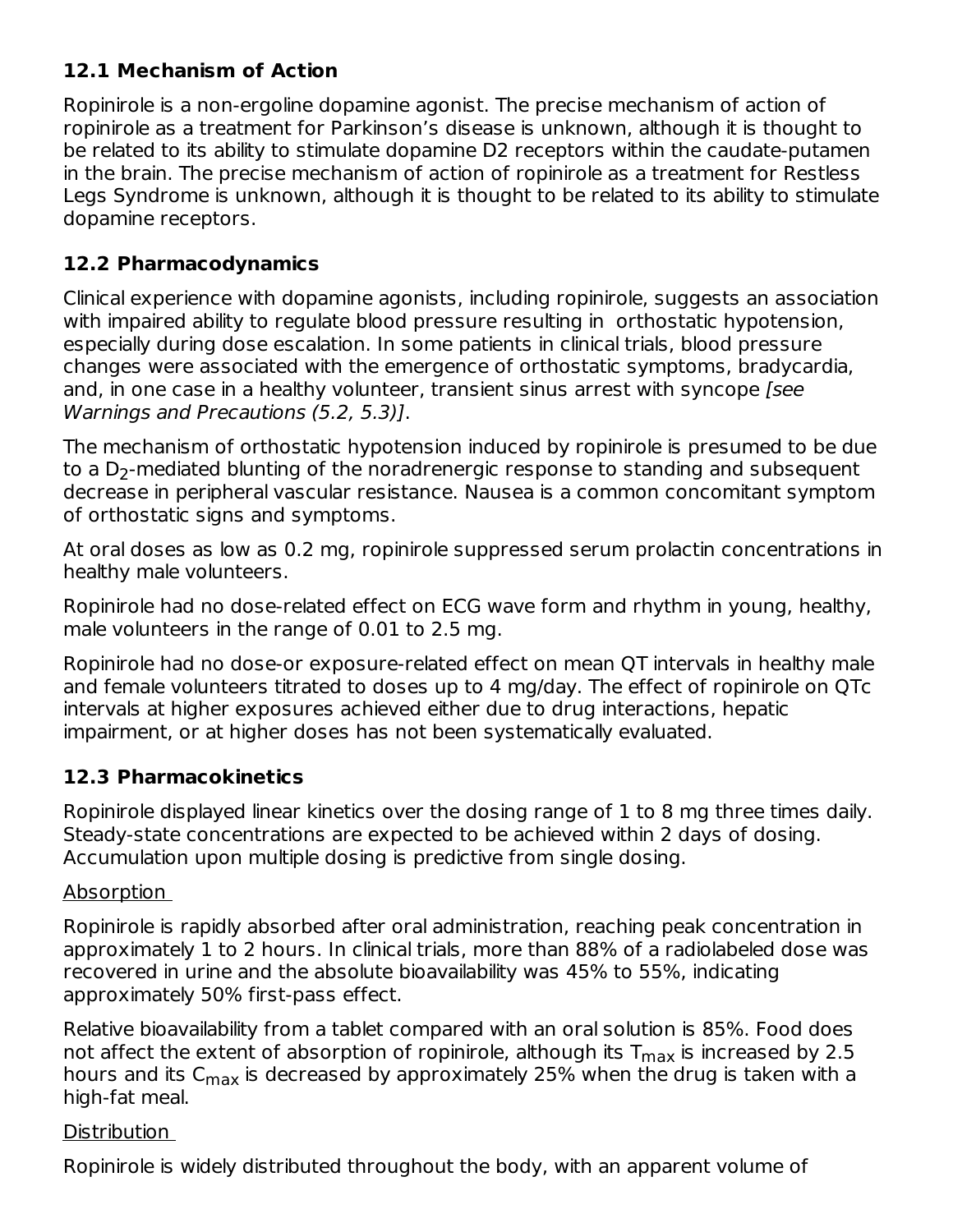### 12.1 Mechanism of Action

Ropinirole is a non-ergoline dopamine agonist. The precise mechanism of action of ropinirole as a treatment for Parkinson's disease is unknown, although it is thought to be related to its ability to stimulate dopamine D2 receptors within the caudate-putamen in the brain. The precise mechanism of action of ropinirole as a treatment for Restless Legs Syndrome is unknown, although it is thought to be related to its ability to stimulate dopamine receptors.

### 12.2 Pharmacodynamics

Clinical experience with dopamine agonists, including ropinirole, suggests an association with impaired ability to regulate blood pressure resulting in orthostatic hypotension, especially during dose escalation. In some patients in clinical trials, blood pressure changes were associated with the emergence of orthostatic symptoms, bradycardia, and, in one case in a healthy volunteer, transient sinus arrest with syncope *[see Warnings and Precautions (5.2, 5.3)]*.

The mechanism of orthostatic hypotension induced by ropinirole is presumed to be due to a $D_2$-mediated blunting of the noradrenergic response to standing and subsequent decrease in peripheral vascular resistance. Nausea is a common concomitant symptom of orthostatic signs and symptoms.

At oral doses as low as 0.2 mg, ropinirole suppressed serum prolactin concentrations in healthy male volunteers.

Ropinirole had no dose-related effect on ECG wave form and rhythm in young, healthy, male volunteers in the range of 0.01 to 2.5 mg.

Ropinirole had no dose-or exposure-related effect on mean QT intervals in healthy male and female volunteers titrated to doses up to 4 mg/day. The effect of ropinirole on QTc intervals at higher exposures achieved either due to drug interactions, hepatic impairment, or at higher doses has not been systematically evaluated.

### 12.3 Pharmacokinetics

Ropinirole displayed linear kinetics over the dosing range of 1 to 8 mg three times daily. Steady-state concentrations are expected to be achieved within 2 days of dosing. Accumulation upon multiple dosing is predictive from single dosing.

Absorption

Ropinirole is rapidly absorbed after oral administration, reaching peak concentration in approximately 1 to 2 hours. In clinical trials, more than 88% of a radiolabeled dose was recovered in urine and the absolute bioavailability was 45% to 55%, indicating approximately 50% first-pass effect.

Relative bioavailability from a tablet compared with an oral solution is 85%. Food does not affect the extent of absorption of ropinirole, although its $T_{max}$ is increased by 2.5 hours and its $C_{max}$ is decreased by approximately 25% when the drug is taken with a high-fat meal.

Distribution

Ropinirole is widely distributed throughout the body, with an apparent volume of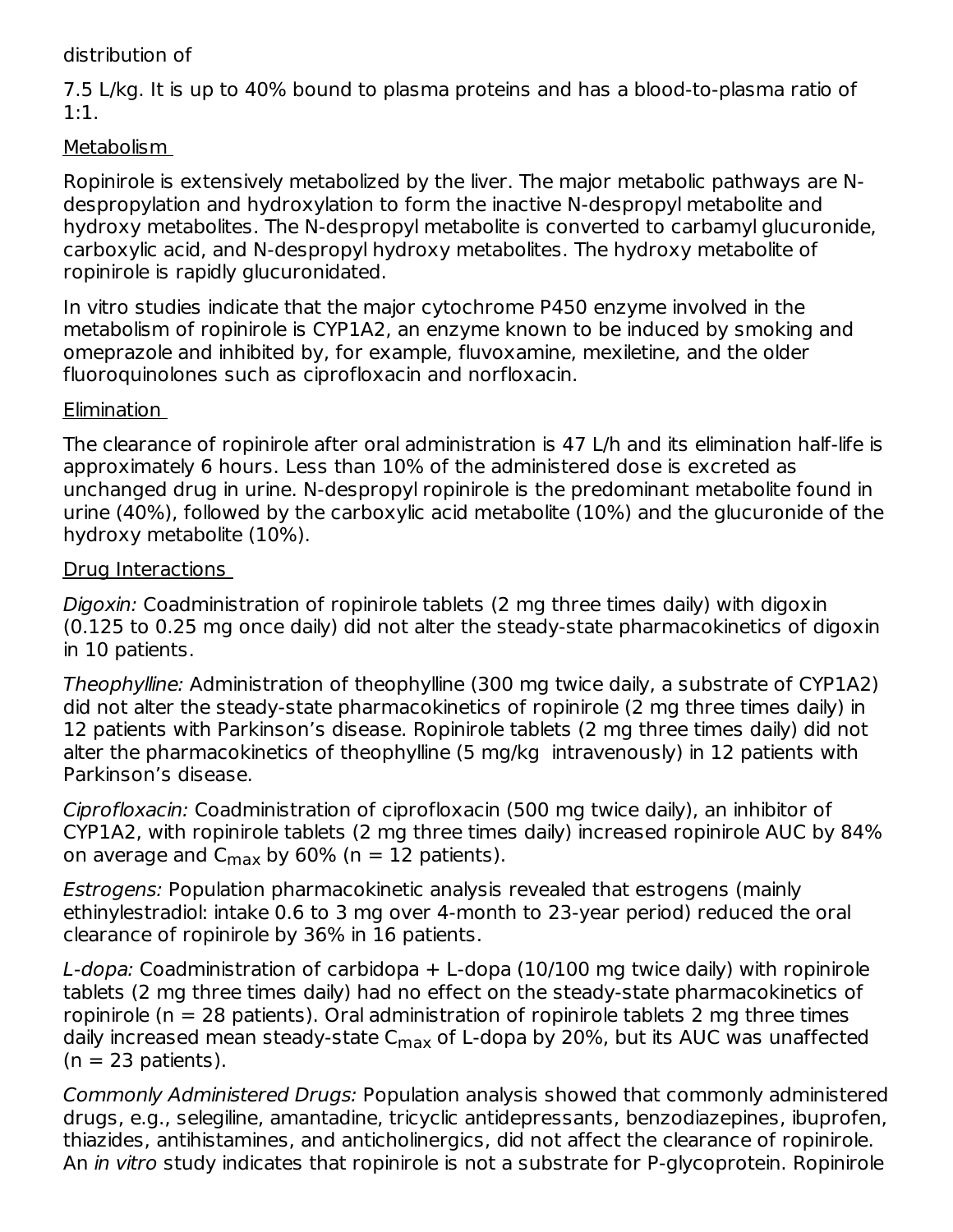distribution of

7.5 L/kg. It is up to 40% bound to plasma proteins and has a blood-to-plasma ratio of 1:1.

Metabolism

Ropinirole is extensively metabolized by the liver. The major metabolic pathways are N-despropylation and hydroxylation to form the inactive N-despropyl metabolite and hydroxy metabolites. The N-despropyl metabolite is converted to carbamyl glucuronide, carboxylic acid, and N-despropyl hydroxy metabolites. The hydroxy metabolite of ropinirole is rapidly glucuronidated.

In vitro studies indicate that the major cytochrome P450 enzyme involved in the metabolism of ropinirole is CYP1A2, an enzyme known to be induced by smoking and omeprazole and inhibited by, for example, fluvoxamine, mexiletine, and the older fluoroquinolones such as ciprofloxacin and norfloxacin.

Elimination

The clearance of ropinirole after oral administration is 47 L/h and its elimination half-life is approximately 6 hours. Less than 10% of the administered dose is excreted as unchanged drug in urine. N-despropyl ropinirole is the predominant metabolite found in urine (40%), followed by the carboxylic acid metabolite (10%) and the glucuronide of the hydroxy metabolite (10%).

Drug Interactions

*Digoxin:* Coadministration of ropinirole tablets (2 mg three times daily) with digoxin (0.125 to 0.25 mg once daily) did not alter the steady-state pharmacokinetics of digoxin in 10 patients.

*Theophylline:* Administration of theophylline (300 mg twice daily, a substrate of CYP1A2) did not alter the steady-state pharmacokinetics of ropinirole (2 mg three times daily) in 12 patients with Parkinson's disease. Ropinirole tablets (2 mg three times daily) did not alter the pharmacokinetics of theophylline (5 mg/kg intravenously) in 12 patients with Parkinson's disease.

*Ciprofloxacin:* Coadministration of ciprofloxacin (500 mg twice daily), an inhibitor of CYP1A2, with ropinirole tablets (2 mg three times daily) increased ropinirole AUC by 84% on average and $C_{max}$ by 60% (n = 12 patients).

*Estrogens:* Population pharmacokinetic analysis revealed that estrogens (mainly ethinylestradiol: intake 0.6 to 3 mg over 4-month to 23-year period) reduced the oral clearance of ropinirole by 36% in 16 patients.

*L-dopa:* Coadministration of carbidopa + L-dopa (10/100 mg twice daily) with ropinirole tablets (2 mg three times daily) had no effect on the steady-state pharmacokinetics of ropinirole (n = 28 patients). Oral administration of ropinirole tablets 2 mg three times daily increased mean steady-state $C_{max}$ of L-dopa by 20%, but its AUC was unaffected (n = 23 patients).

*Commonly Administered Drugs:* Population analysis showed that commonly administered drugs, e.g., selegiline, amantadine, tricyclic antidepressants, benzodiazepines, ibuprofen, thiazides, antihistamines, and anticholinergics, did not affect the clearance of ropinirole. An *in vitro* study indicates that ropinirole is not a substrate for P-glycoprotein. Ropinirole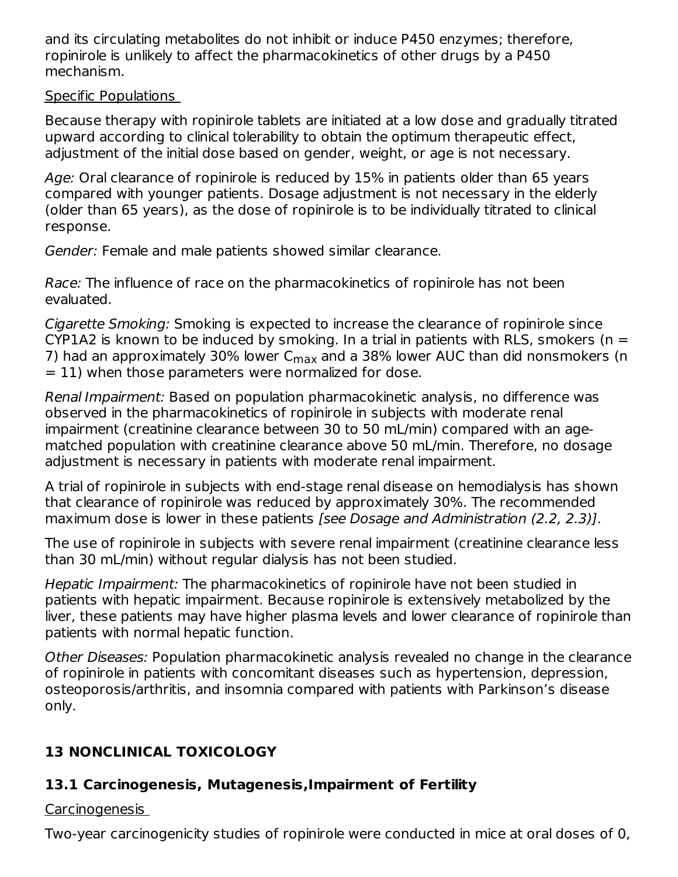and its circulating metabolites do not inhibit or induce P450 enzymes; therefore, ropinirole is unlikely to affect the pharmacokinetics of other drugs by a P450 mechanism.

Specific Populations

Because therapy with ropinirole tablets are initiated at a low dose and gradually titrated upward according to clinical tolerability to obtain the optimum therapeutic effect, adjustment of the initial dose based on gender, weight, or age is not necessary.

*Age:* Oral clearance of ropinirole is reduced by 15% in patients older than 65 years compared with younger patients. Dosage adjustment is not necessary in the elderly (older than 65 years), as the dose of ropinirole is to be individually titrated to clinical response.

*Gender:* Female and male patients showed similar clearance.

*Race:* The influence of race on the pharmacokinetics of ropinirole has not been evaluated.

*Cigarette Smoking:* Smoking is expected to increase the clearance of ropinirole since CYP1A2 is known to be induced by smoking. In a trial in patients with RLS, smokers (n = 7) had an approximately 30% lower $C_{max}$ and a 38% lower AUC than did nonsmokers (n = 11) when those parameters were normalized for dose.

*Renal Impairment:* Based on population pharmacokinetic analysis, no difference was observed in the pharmacokinetics of ropinirole in subjects with moderate renal impairment (creatinine clearance between 30 to 50 mL/min) compared with an age-matched population with creatinine clearance above 50 mL/min. Therefore, no dosage adjustment is necessary in patients with moderate renal impairment.

A trial of ropinirole in subjects with end-stage renal disease on hemodialysis has shown that clearance of ropinirole was reduced by approximately 30%. The recommended maximum dose is lower in these patients *[see Dosage and Administration (2.2, 2.3)]*.

The use of ropinirole in subjects with severe renal impairment (creatinine clearance less than 30 mL/min) without regular dialysis has not been studied.

*Hepatic Impairment:* The pharmacokinetics of ropinirole have not been studied in patients with hepatic impairment. Because ropinirole is extensively metabolized by the liver, these patients may have higher plasma levels and lower clearance of ropinirole than patients with normal hepatic function.

*Other Diseases:* Population pharmacokinetic analysis revealed no change in the clearance of ropinirole in patients with concomitant diseases such as hypertension, depression, osteoporosis/arthritis, and insomnia compared with patients with Parkinson's disease only.

## 13 NONCLINICAL TOXICOLOGY

### 13.1 Carcinogenesis, Mutagenesis,Impairment of Fertility

Carcinogenesis

Two-year carcinogenicity studies of ropinirole were conducted in mice at oral doses of 0,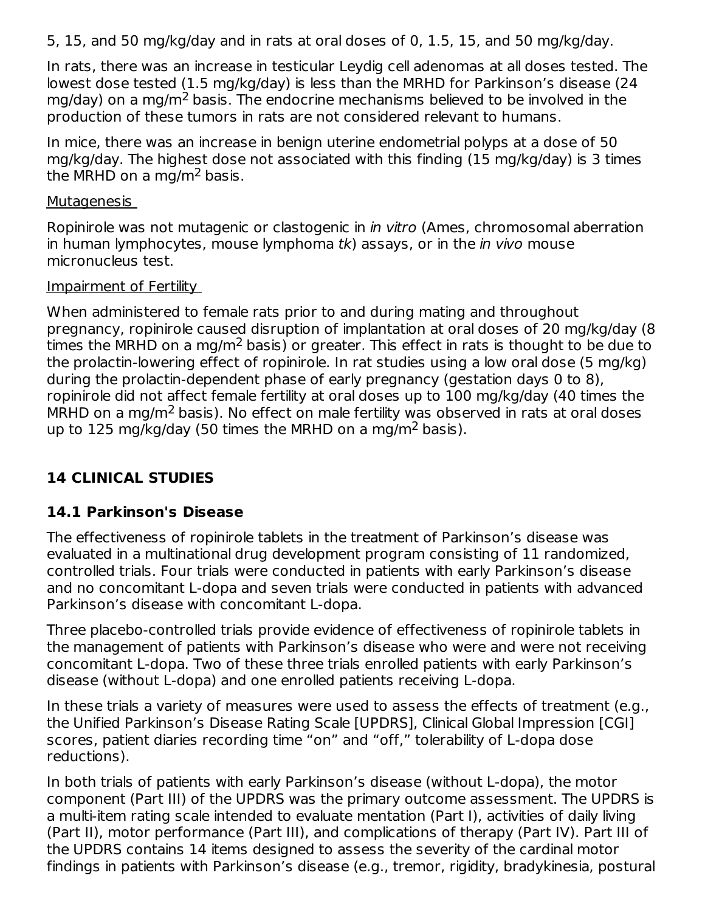5, 15, and 50 mg/kg/day and in rats at oral doses of 0, 1.5, 15, and 50 mg/kg/day.

In rats, there was an increase in testicular Leydig cell adenomas at all doses tested. The lowest dose tested (1.5 mg/kg/day) is less than the MRHD for Parkinson's disease (24 mg/day) on a mg/m$^2$ basis. The endocrine mechanisms believed to be involved in the production of these tumors in rats are not considered relevant to humans.

In mice, there was an increase in benign uterine endometrial polyps at a dose of 50 mg/kg/day. The highest dose not associated with this finding (15 mg/kg/day) is 3 times the MRHD on a mg/m$^2$ basis.

Mutagenesis

Ropinirole was not mutagenic or clastogenic in *in vitro* (Ames, chromosomal aberration in human lymphocytes, mouse lymphoma *tk*) assays, or in the *in vivo* mouse micronucleus test.

Impairment of Fertility

When administered to female rats prior to and during mating and throughout pregnancy, ropinirole caused disruption of implantation at oral doses of 20 mg/kg/day (8 times the MRHD on a mg/m$^2$ basis) or greater. This effect in rats is thought to be due to the prolactin-lowering effect of ropinirole. In rat studies using a low oral dose (5 mg/kg) during the prolactin-dependent phase of early pregnancy (gestation days 0 to 8), ropinirole did not affect female fertility at oral doses up to 100 mg/kg/day (40 times the MRHD on a mg/m$^2$ basis). No effect on male fertility was observed in rats at oral doses up to 125 mg/kg/day (50 times the MRHD on a mg/m$^2$ basis).

## 14 CLINICAL STUDIES

### 14.1 Parkinson's Disease

The effectiveness of ropinirole tablets in the treatment of Parkinson's disease was evaluated in a multinational drug development program consisting of 11 randomized, controlled trials. Four trials were conducted in patients with early Parkinson's disease and no concomitant L-dopa and seven trials were conducted in patients with advanced Parkinson's disease with concomitant L-dopa.

Three placebo-controlled trials provide evidence of effectiveness of ropinirole tablets in the management of patients with Parkinson's disease who were and were not receiving concomitant L-dopa. Two of these three trials enrolled patients with early Parkinson's disease (without L-dopa) and one enrolled patients receiving L-dopa.

In these trials a variety of measures were used to assess the effects of treatment (e.g., the Unified Parkinson's Disease Rating Scale [UPDRS], Clinical Global Impression [CGI] scores, patient diaries recording time "on" and "off," tolerability of L-dopa dose reductions).

In both trials of patients with early Parkinson's disease (without L-dopa), the motor component (Part III) of the UPDRS was the primary outcome assessment. The UPDRS is a multi-item rating scale intended to evaluate mentation (Part I), activities of daily living (Part II), motor performance (Part III), and complications of therapy (Part IV). Part III of the UPDRS contains 14 items designed to assess the severity of the cardinal motor findings in patients with Parkinson's disease (e.g., tremor, rigidity, bradykinesia, postural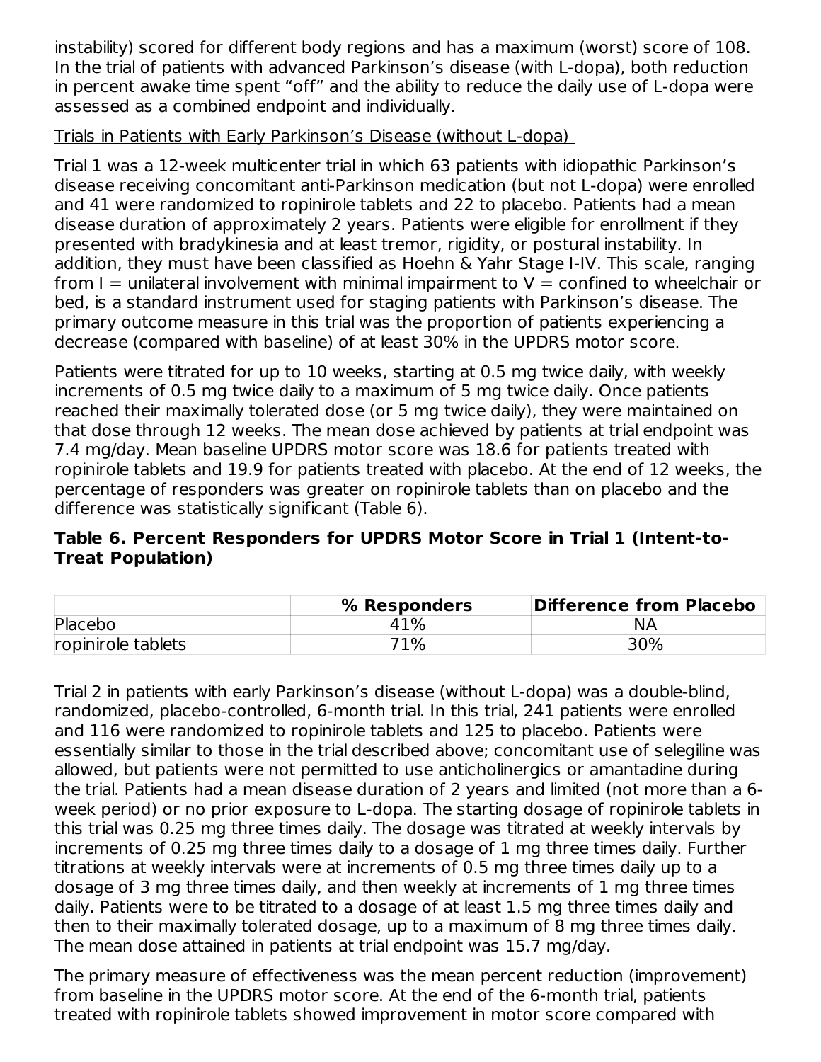instability) scored for different body regions and has a maximum (worst) score of 108. In the trial of patients with advanced Parkinson's disease (with L-dopa), both reduction in percent awake time spent "off" and the ability to reduce the daily use of L-dopa were assessed as a combined endpoint and individually.

Trials in Patients with Early Parkinson's Disease (without L-dopa)

Trial 1 was a 12-week multicenter trial in which 63 patients with idiopathic Parkinson's disease receiving concomitant anti-Parkinson medication (but not L-dopa) were enrolled and 41 were randomized to ropinirole tablets and 22 to placebo. Patients had a mean disease duration of approximately 2 years. Patients were eligible for enrollment if they presented with bradykinesia and at least tremor, rigidity, or postural instability. In addition, they must have been classified as Hoehn & Yahr Stage I-IV. This scale, ranging from I = unilateral involvement with minimal impairment to V = confined to wheelchair or bed, is a standard instrument used for staging patients with Parkinson's disease. The primary outcome measure in this trial was the proportion of patients experiencing a decrease (compared with baseline) of at least 30% in the UPDRS motor score.

Patients were titrated for up to 10 weeks, starting at 0.5 mg twice daily, with weekly increments of 0.5 mg twice daily to a maximum of 5 mg twice daily. Once patients reached their maximally tolerated dose (or 5 mg twice daily), they were maintained on that dose through 12 weeks. The mean dose achieved by patients at trial endpoint was 7.4 mg/day. Mean baseline UPDRS motor score was 18.6 for patients treated with ropinirole tablets and 19.9 for patients treated with placebo. At the end of 12 weeks, the percentage of responders was greater on ropinirole tablets than on placebo and the difference was statistically significant (Table 6).

**Table 6. Percent Responders for UPDRS Motor Score in Trial 1 (Intent-to-Treat Population)**

| | % Responders | Difference from Placebo |
|---|---|---|
| Placebo | 41% | NA |
| ropinirole tablets | 71% | 30% |

Trial 2 in patients with early Parkinson's disease (without L-dopa) was a double-blind, randomized, placebo-controlled, 6-month trial. In this trial, 241 patients were enrolled and 116 were randomized to ropinirole tablets and 125 to placebo. Patients were essentially similar to those in the trial described above; concomitant use of selegiline was allowed, but patients were not permitted to use anticholinergics or amantadine during the trial. Patients had a mean disease duration of 2 years and limited (not more than a 6-week period) or no prior exposure to L-dopa. The starting dosage of ropinirole tablets in this trial was 0.25 mg three times daily. The dosage was titrated at weekly intervals by increments of 0.25 mg three times daily to a dosage of 1 mg three times daily. Further titrations at weekly intervals were at increments of 0.5 mg three times daily up to a dosage of 3 mg three times daily, and then weekly at increments of 1 mg three times daily. Patients were to be titrated to a dosage of at least 1.5 mg three times daily and then to their maximally tolerated dosage, up to a maximum of 8 mg three times daily. The mean dose attained in patients at trial endpoint was 15.7 mg/day.

The primary measure of effectiveness was the mean percent reduction (improvement) from baseline in the UPDRS motor score. At the end of the 6-month trial, patients treated with ropinirole tablets showed improvement in motor score compared with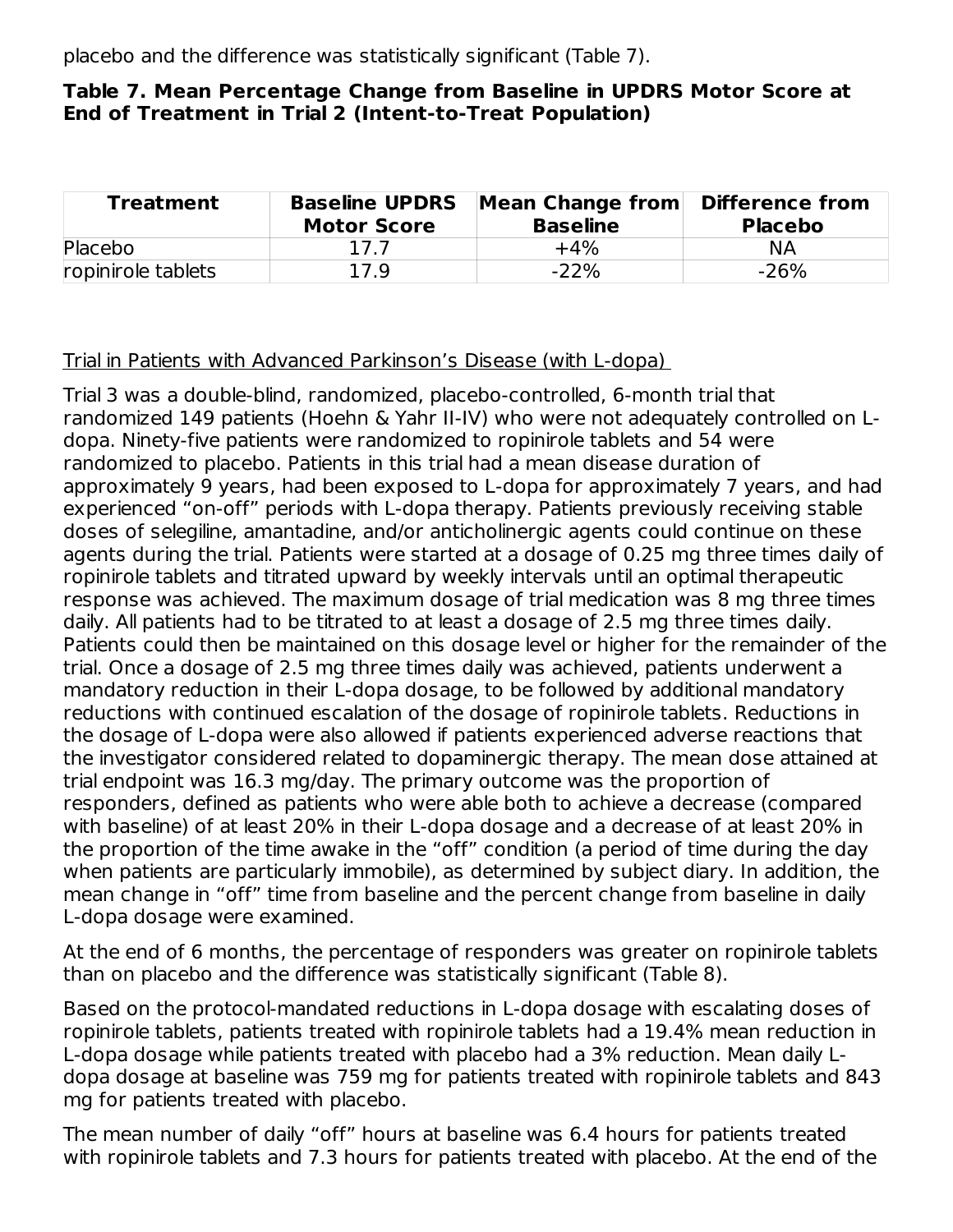placebo and the difference was statistically significant (Table 7).

**Table 7. Mean Percentage Change from Baseline in UPDRS Motor Score at End of Treatment in Trial 2 (Intent-to-Treat Population)**

| Treatment | Baseline UPDRS Motor Score | Mean Change from Baseline | Difference from Placebo |
|---|---|---|---|
| Placebo | 17.7 | +4% | NA |
| ropinirole tablets | 17.9 | -22% | -26% |

Trial in Patients with Advanced Parkinson's Disease (with L-dopa)

Trial 3 was a double-blind, randomized, placebo-controlled, 6-month trial that randomized 149 patients (Hoehn & Yahr II-IV) who were not adequately controlled on L-dopa. Ninety-five patients were randomized to ropinirole tablets and 54 were randomized to placebo. Patients in this trial had a mean disease duration of approximately 9 years, had been exposed to L-dopa for approximately 7 years, and had experienced "on-off" periods with L-dopa therapy. Patients previously receiving stable doses of selegiline, amantadine, and/or anticholinergic agents could continue on these agents during the trial. Patients were started at a dosage of 0.25 mg three times daily of ropinirole tablets and titrated upward by weekly intervals until an optimal therapeutic response was achieved. The maximum dosage of trial medication was 8 mg three times daily. All patients had to be titrated to at least a dosage of 2.5 mg three times daily. Patients could then be maintained on this dosage level or higher for the remainder of the trial. Once a dosage of 2.5 mg three times daily was achieved, patients underwent a mandatory reduction in their L-dopa dosage, to be followed by additional mandatory reductions with continued escalation of the dosage of ropinirole tablets. Reductions in the dosage of L-dopa were also allowed if patients experienced adverse reactions that the investigator considered related to dopaminergic therapy. The mean dose attained at trial endpoint was 16.3 mg/day. The primary outcome was the proportion of responders, defined as patients who were able both to achieve a decrease (compared with baseline) of at least 20% in their L-dopa dosage and a decrease of at least 20% in the proportion of the time awake in the "off" condition (a period of time during the day when patients are particularly immobile), as determined by subject diary. In addition, the mean change in "off" time from baseline and the percent change from baseline in daily L-dopa dosage were examined.

At the end of 6 months, the percentage of responders was greater on ropinirole tablets than on placebo and the difference was statistically significant (Table 8).

Based on the protocol-mandated reductions in L-dopa dosage with escalating doses of ropinirole tablets, patients treated with ropinirole tablets had a 19.4% mean reduction in L-dopa dosage while patients treated with placebo had a 3% reduction. Mean daily L-dopa dosage at baseline was 759 mg for patients treated with ropinirole tablets and 843 mg for patients treated with placebo.

The mean number of daily "off" hours at baseline was 6.4 hours for patients treated with ropinirole tablets and 7.3 hours for patients treated with placebo. At the end of the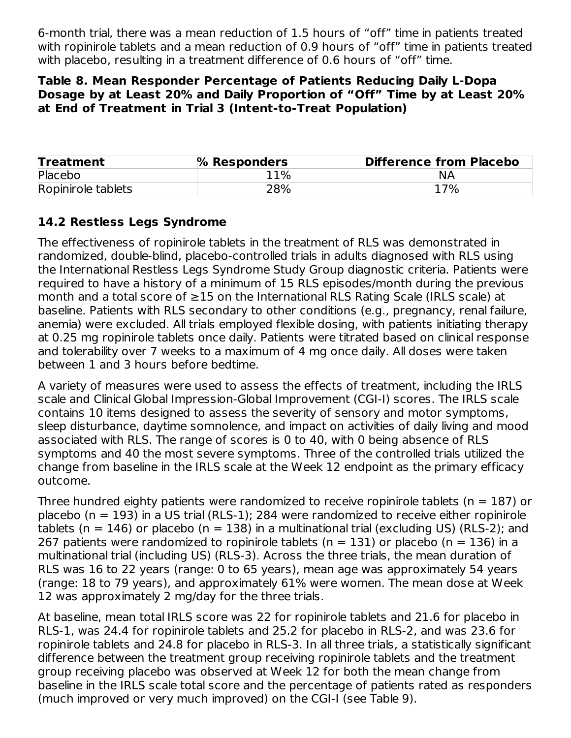6-month trial, there was a mean reduction of 1.5 hours of “off” time in patients treated with ropinirole tablets and a mean reduction of 0.9 hours of “off” time in patients treated with placebo, resulting in a treatment difference of 0.6 hours of “off” time.

**Table 8. Mean Responder Percentage of Patients Reducing Daily L-Dopa Dosage by at Least 20% and Daily Proportion of “Off” Time by at Least 20% at End of Treatment in Trial 3 (Intent-to-Treat Population)**

| Treatment | % Responders | Difference from Placebo |
| --- | --- | --- |
| Placebo | 11% | NA |
| Ropinirole tablets | 28% | 17% |

## 14.2 Restless Legs Syndrome

The effectiveness of ropinirole tablets in the treatment of RLS was demonstrated in randomized, double-blind, placebo-controlled trials in adults diagnosed with RLS using the International Restless Legs Syndrome Study Group diagnostic criteria. Patients were required to have a history of a minimum of 15 RLS episodes/month during the previous month and a total score of ≥15 on the International RLS Rating Scale (IRLS scale) at baseline. Patients with RLS secondary to other conditions (e.g., pregnancy, renal failure, anemia) were excluded. All trials employed flexible dosing, with patients initiating therapy at 0.25 mg ropinirole tablets once daily. Patients were titrated based on clinical response and tolerability over 7 weeks to a maximum of 4 mg once daily. All doses were taken between 1 and 3 hours before bedtime.

A variety of measures were used to assess the effects of treatment, including the IRLS scale and Clinical Global Impression-Global Improvement (CGI-I) scores. The IRLS scale contains 10 items designed to assess the severity of sensory and motor symptoms, sleep disturbance, daytime somnolence, and impact on activities of daily living and mood associated with RLS. The range of scores is 0 to 40, with 0 being absence of RLS symptoms and 40 the most severe symptoms. Three of the controlled trials utilized the change from baseline in the IRLS scale at the Week 12 endpoint as the primary efficacy outcome.

Three hundred eighty patients were randomized to receive ropinirole tablets (n = 187) or placebo (n = 193) in a US trial (RLS-1); 284 were randomized to receive either ropinirole tablets (n = 146) or placebo (n = 138) in a multinational trial (excluding US) (RLS-2); and 267 patients were randomized to ropinirole tablets (n = 131) or placebo (n = 136) in a multinational trial (including US) (RLS-3). Across the three trials, the mean duration of RLS was 16 to 22 years (range: 0 to 65 years), mean age was approximately 54 years (range: 18 to 79 years), and approximately 61% were women. The mean dose at Week 12 was approximately 2 mg/day for the three trials.

At baseline, mean total IRLS score was 22 for ropinirole tablets and 21.6 for placebo in RLS-1, was 24.4 for ropinirole tablets and 25.2 for placebo in RLS-2, and was 23.6 for ropinirole tablets and 24.8 for placebo in RLS-3. In all three trials, a statistically significant difference between the treatment group receiving ropinirole tablets and the treatment group receiving placebo was observed at Week 12 for both the mean change from baseline in the IRLS scale total score and the percentage of patients rated as responders (much improved or very much improved) on the CGI-I (see Table 9).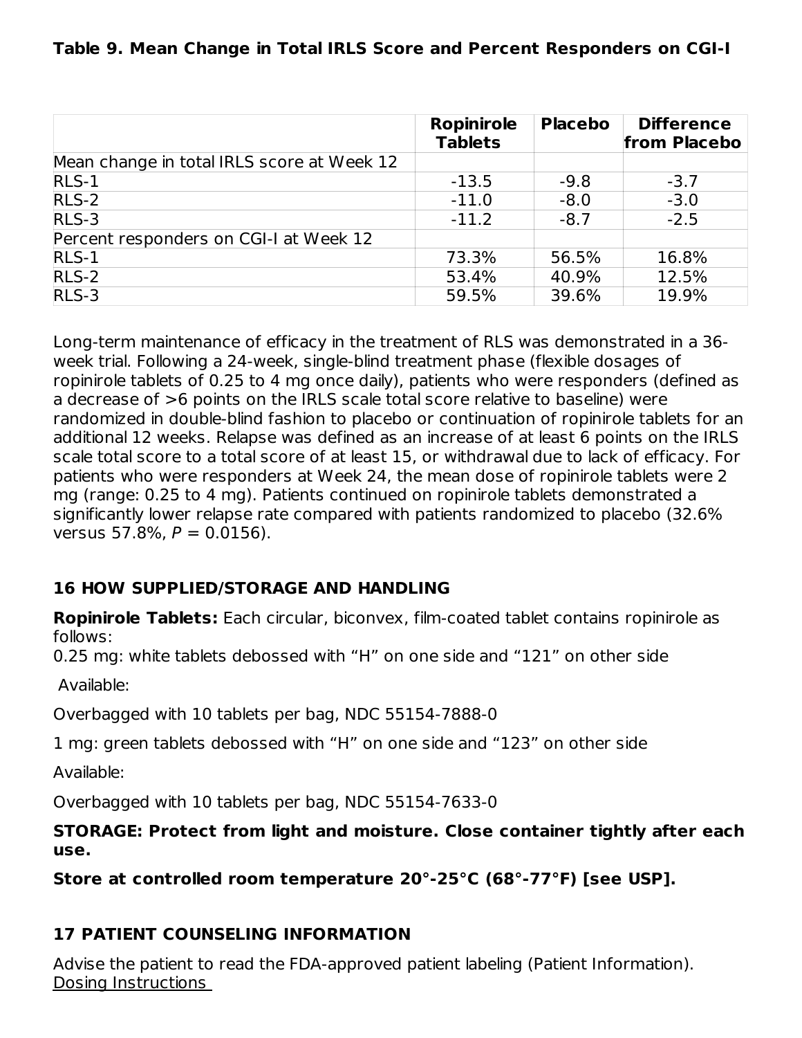**Table 9. Mean Change in Total IRLS Score and Percent Responders on CGI-I**

| | Ropinirole Tablets | Placebo | Difference from Placebo |
|---|---|---|---|
| Mean change in total IRLS score at Week 12 | | | |
| RLS-1 | -13.5 | -9.8 | -3.7 |
| RLS-2 | -11.0 | -8.0 | -3.0 |
| RLS-3 | -11.2 | -8.7 | -2.5 |
| Percent responders on CGI-I at Week 12 | | | |
| RLS-1 | 73.3% | 56.5% | 16.8% |
| RLS-2 | 53.4% | 40.9% | 12.5% |
| RLS-3 | 59.5% | 39.6% | 19.9% |

Long-term maintenance of efficacy in the treatment of RLS was demonstrated in a 36-week trial. Following a 24-week, single-blind treatment phase (flexible dosages of ropinirole tablets of 0.25 to 4 mg once daily), patients who were responders (defined as a decrease of >6 points on the IRLS scale total score relative to baseline) were randomized in double-blind fashion to placebo or continuation of ropinirole tablets for an additional 12 weeks. Relapse was defined as an increase of at least 6 points on the IRLS scale total score to a total score of at least 15, or withdrawal due to lack of efficacy. For patients who were responders at Week 24, the mean dose of ropinirole tablets were 2 mg (range: 0.25 to 4 mg). Patients continued on ropinirole tablets demonstrated a significantly lower relapse rate compared with patients randomized to placebo (32.6% versus 57.8%, $P = 0.0156$).

## 16 HOW SUPPLIED/STORAGE AND HANDLING

**Ropinirole Tablets:** Each circular, biconvex, film-coated tablet contains ropinirole as follows:
0.25 mg: white tablets debossed with “H” on one side and “121” on other side

Available:

Overbagged with 10 tablets per bag, NDC 55154-7888-0

1 mg: green tablets debossed with “H” on one side and “123” on other side

Available:

Overbagged with 10 tablets per bag, NDC 55154-7633-0

**STORAGE: Protect from light and moisture. Close container tightly after each use.**

**Store at controlled room temperature 20°-25°C (68°-77°F) [see USP].**

## 17 PATIENT COUNSELING INFORMATION

Advise the patient to read the FDA-approved patient labeling (Patient Information).
Dosing Instructions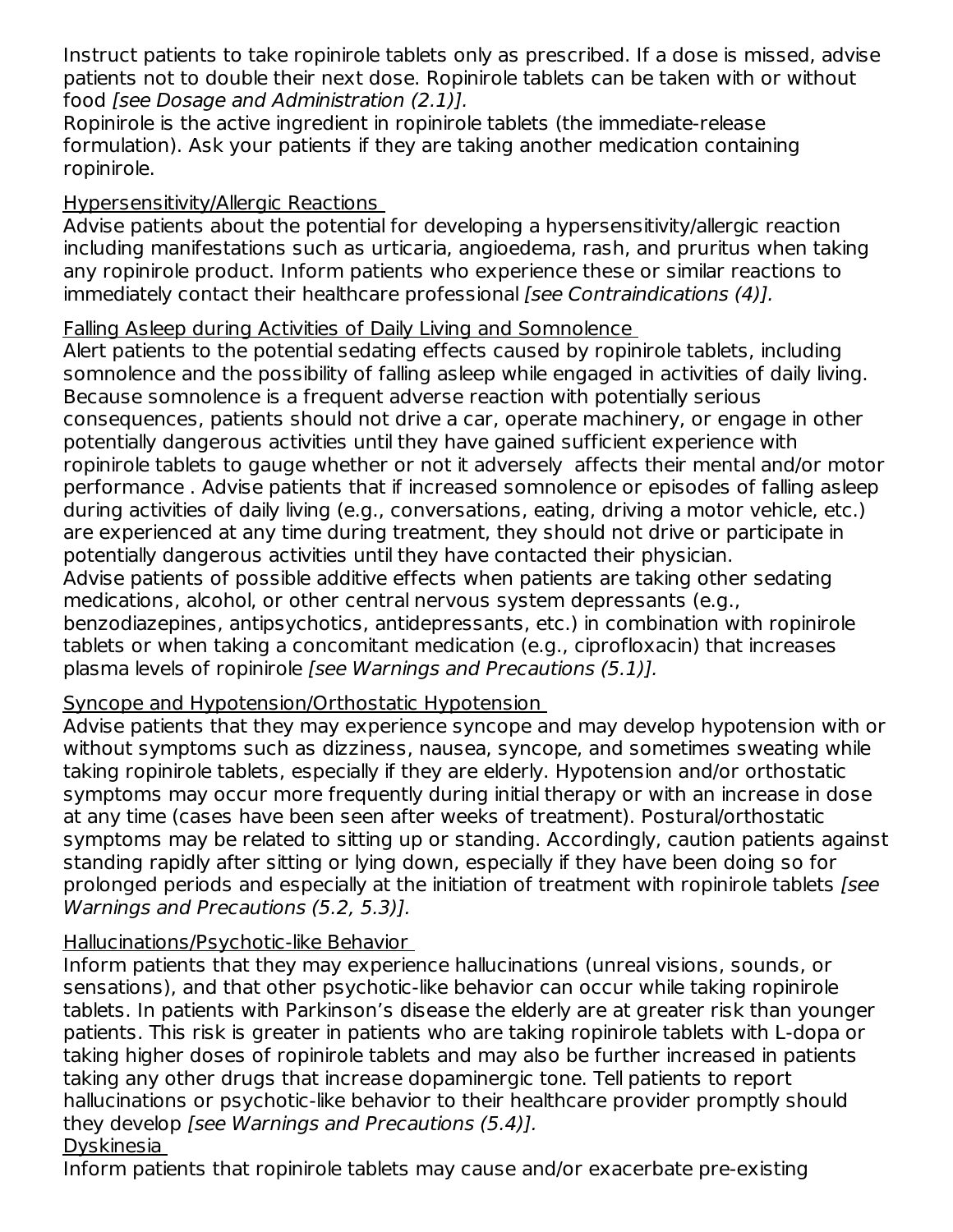Instruct patients to take ropinirole tablets only as prescribed. If a dose is missed, advise patients not to double their next dose. Ropinirole tablets can be taken with or without food *[see Dosage and Administration (2.1)]*.

Ropinirole is the active ingredient in ropinirole tablets (the immediate-release formulation). Ask your patients if they are taking another medication containing ropinirole.

Hypersensitivity/Allergic Reactions

Advise patients about the potential for developing a hypersensitivity/allergic reaction including manifestations such as urticaria, angioedema, rash, and pruritus when taking any ropinirole product. Inform patients who experience these or similar reactions to immediately contact their healthcare professional *[see Contraindications (4)]*.

Falling Asleep during Activities of Daily Living and Somnolence

Alert patients to the potential sedating effects caused by ropinirole tablets, including somnolence and the possibility of falling asleep while engaged in activities of daily living. Because somnolence is a frequent adverse reaction with potentially serious consequences, patients should not drive a car, operate machinery, or engage in other potentially dangerous activities until they have gained sufficient experience with ropinirole tablets to gauge whether or not it adversely affects their mental and/or motor performance . Advise patients that if increased somnolence or episodes of falling asleep during activities of daily living (e.g., conversations, eating, driving a motor vehicle, etc.) are experienced at any time during treatment, they should not drive or participate in potentially dangerous activities until they have contacted their physician.

Advise patients of possible additive effects when patients are taking other sedating medications, alcohol, or other central nervous system depressants (e.g., benzodiazepines, antipsychotics, antidepressants, etc.) in combination with ropinirole tablets or when taking a concomitant medication (e.g., ciprofloxacin) that increases plasma levels of ropinirole *[see Warnings and Precautions (5.1)]*.

Syncope and Hypotension/Orthostatic Hypotension

Advise patients that they may experience syncope and may develop hypotension with or without symptoms such as dizziness, nausea, syncope, and sometimes sweating while taking ropinirole tablets, especially if they are elderly. Hypotension and/or orthostatic symptoms may occur more frequently during initial therapy or with an increase in dose at any time (cases have been seen after weeks of treatment). Postural/orthostatic symptoms may be related to sitting up or standing. Accordingly, caution patients against standing rapidly after sitting or lying down, especially if they have been doing so for prolonged periods and especially at the initiation of treatment with ropinirole tablets *[see Warnings and Precautions (5.2, 5.3)]*.

Hallucinations/Psychotic-like Behavior

Inform patients that they may experience hallucinations (unreal visions, sounds, or sensations), and that other psychotic-like behavior can occur while taking ropinirole tablets. In patients with Parkinson's disease the elderly are at greater risk than younger patients. This risk is greater in patients who are taking ropinirole tablets with L-dopa or taking higher doses of ropinirole tablets and may also be further increased in patients taking any other drugs that increase dopaminergic tone. Tell patients to report hallucinations or psychotic-like behavior to their healthcare provider promptly should they develop *[see Warnings and Precautions (5.4)]*.

Dyskinesia

Inform patients that ropinirole tablets may cause and/or exacerbate pre-existing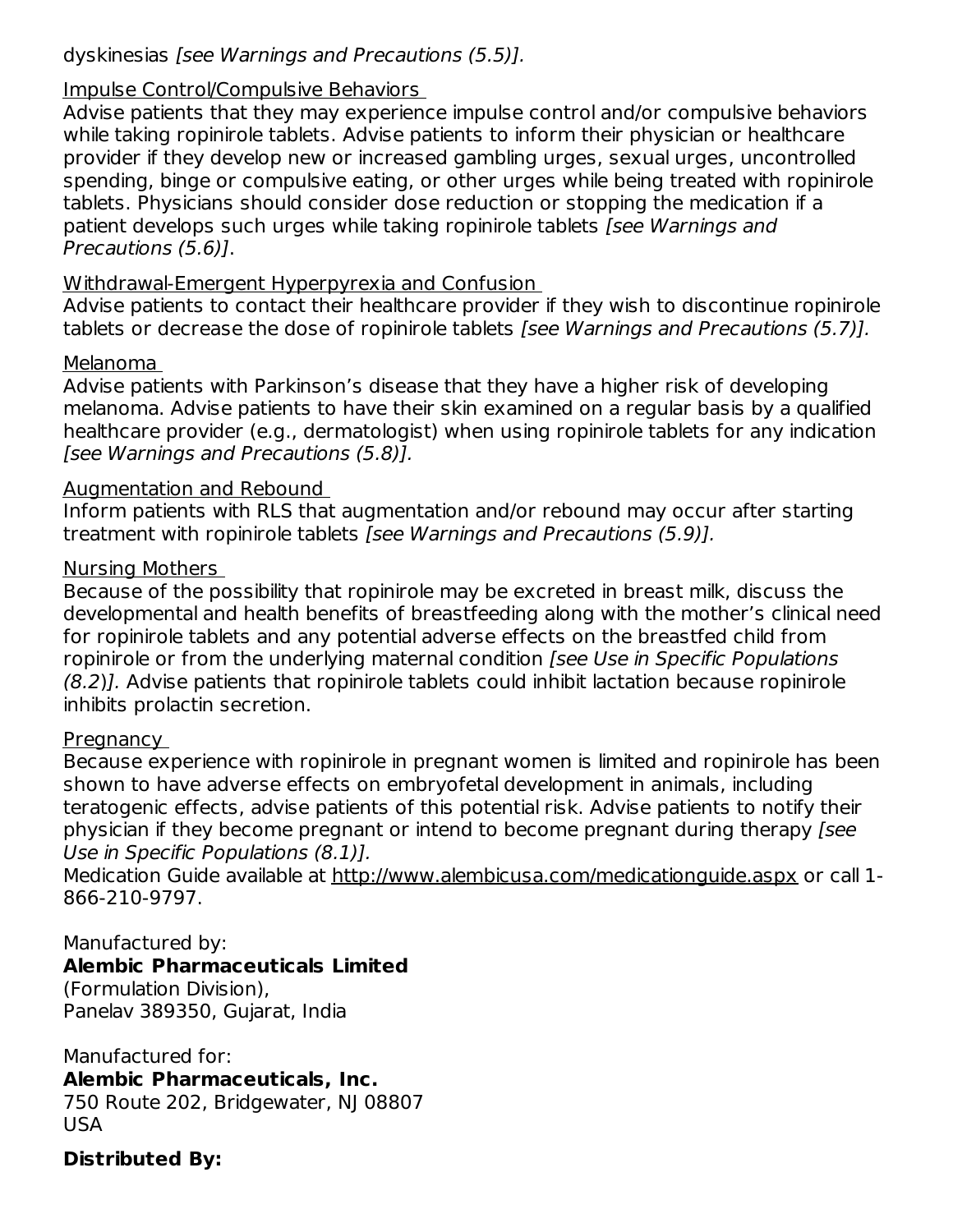dyskinesias *[see Warnings and Precautions (5.5)].*

Impulse Control/Compulsive Behaviors

Advise patients that they may experience impulse control and/or compulsive behaviors while taking ropinirole tablets. Advise patients to inform their physician or healthcare provider if they develop new or increased gambling urges, sexual urges, uncontrolled spending, binge or compulsive eating, or other urges while being treated with ropinirole tablets. Physicians should consider dose reduction or stopping the medication if a patient develops such urges while taking ropinirole tablets *[see Warnings and Precautions (5.6)]*.

Withdrawal-Emergent Hyperpyrexia and Confusion

Advise patients to contact their healthcare provider if they wish to discontinue ropinirole tablets or decrease the dose of ropinirole tablets *[see Warnings and Precautions (5.7)].*

Melanoma

Advise patients with Parkinson's disease that they have a higher risk of developing melanoma. Advise patients to have their skin examined on a regular basis by a qualified healthcare provider (e.g., dermatologist) when using ropinirole tablets for any indication *[see Warnings and Precautions (5.8)].*

Augmentation and Rebound

Inform patients with RLS that augmentation and/or rebound may occur after starting treatment with ropinirole tablets *[see Warnings and Precautions (5.9)].*

Nursing Mothers

Because of the possibility that ropinirole may be excreted in breast milk, discuss the developmental and health benefits of breastfeeding along with the mother's clinical need for ropinirole tablets and any potential adverse effects on the breastfed child from ropinirole or from the underlying maternal condition *[see Use in Specific Populations (8.2)].* Advise patients that ropinirole tablets could inhibit lactation because ropinirole inhibits prolactin secretion.

Pregnancy

Because experience with ropinirole in pregnant women is limited and ropinirole has been shown to have adverse effects on embryofetal development in animals, including teratogenic effects, advise patients of this potential risk. Advise patients to notify their physician if they become pregnant or intend to become pregnant during therapy *[see Use in Specific Populations (8.1)].*

Medication Guide available at http://www.alembicusa.com/medicationguide.aspx or call 1-866-210-9797.

Manufactured by:
**Alembic Pharmaceuticals Limited**
(Formulation Division),
Panelav 389350, Gujarat, India

Manufactured for:
**Alembic Pharmaceuticals, Inc.**
750 Route 202, Bridgewater, NJ 08807
USA

**Distributed By:**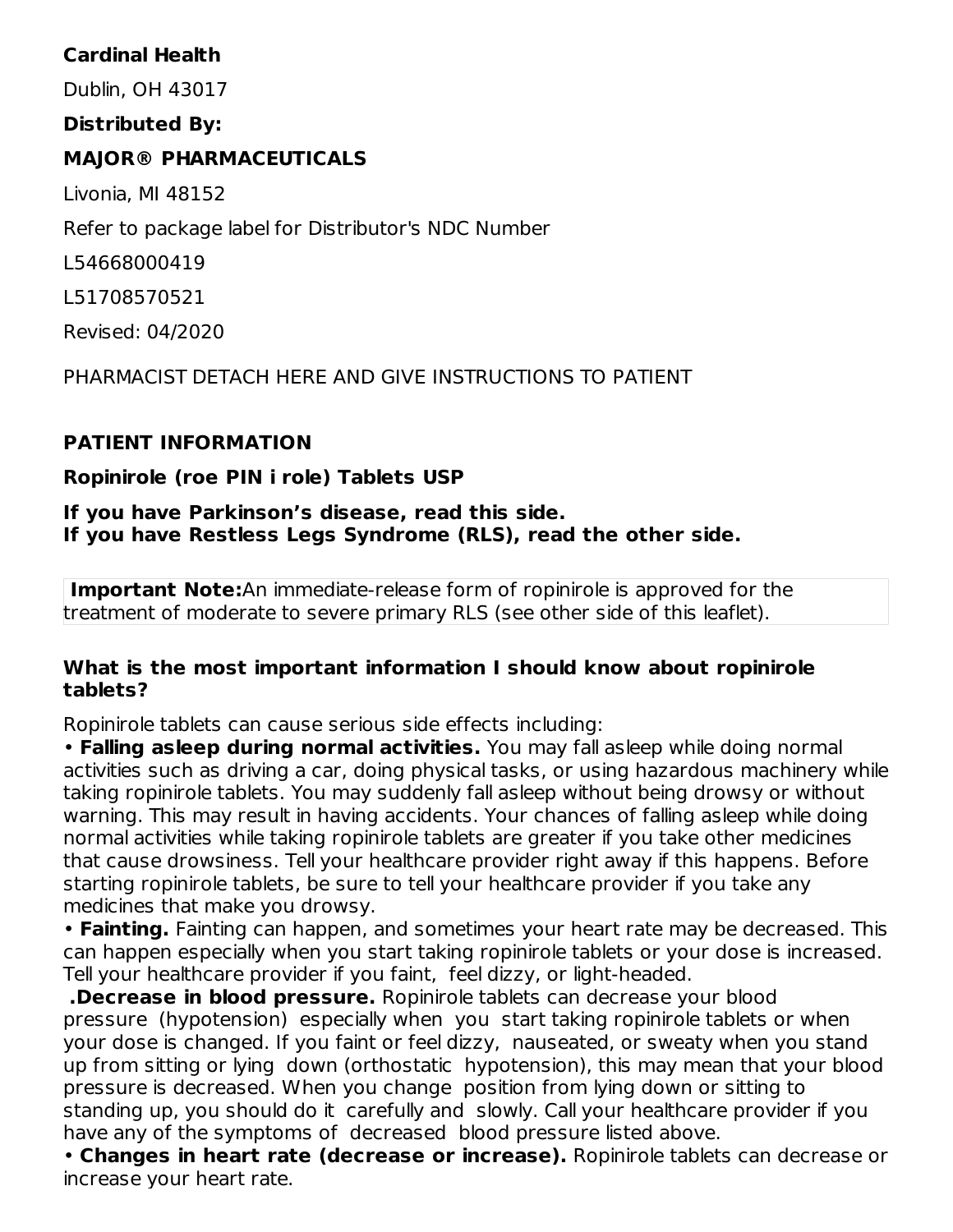**Cardinal Health**

Dublin, OH 43017

**Distributed By:**

**MAJOR® PHARMACEUTICALS**

Livonia, MI 48152

Refer to package label for Distributor's NDC Number

L54668000419

L51708570521

Revised: 04/2020

PHARMACIST DETACH HERE AND GIVE INSTRUCTIONS TO PATIENT

**PATIENT INFORMATION**

**Ropinirole (roe PIN i role) Tablets USP**

**If you have Parkinson's disease, read this side.**
**If you have Restless Legs Syndrome (RLS), read the other side.**

| |
|---|
| **Important Note:**An immediate-release form of ropinirole is approved for the treatment of moderate to severe primary RLS (see other side of this leaflet). |

**What is the most important information I should know about ropinirole tablets?**

Ropinirole tablets can cause serious side effects including:

- **Falling asleep during normal activities.** You may fall asleep while doing normal activities such as driving a car, doing physical tasks, or using hazardous machinery while taking ropinirole tablets. You may suddenly fall asleep without being drowsy or without warning. This may result in having accidents. Your chances of falling asleep while doing normal activities while taking ropinirole tablets are greater if you take other medicines that cause drowsiness. Tell your healthcare provider right away if this happens. Before starting ropinirole tablets, be sure to tell your healthcare provider if you take any medicines that make you drowsy.
- **Fainting.** Fainting can happen, and sometimes your heart rate may be decreased. This can happen especially when you start taking ropinirole tablets or your dose is increased. Tell your healthcare provider if you faint, feel dizzy, or light-headed.
- **Decrease in blood pressure.** Ropinirole tablets can decrease your blood pressure (hypotension) especially when you start taking ropinirole tablets or when your dose is changed. If you faint or feel dizzy, nauseated, or sweaty when you stand up from sitting or lying down (orthostatic hypotension), this may mean that your blood pressure is decreased. When you change position from lying down or sitting to standing up, you should do it carefully and slowly. Call your healthcare provider if you have any of the symptoms of decreased blood pressure listed above.
- **Changes in heart rate (decrease or increase).** Ropinirole tablets can decrease or increase your heart rate.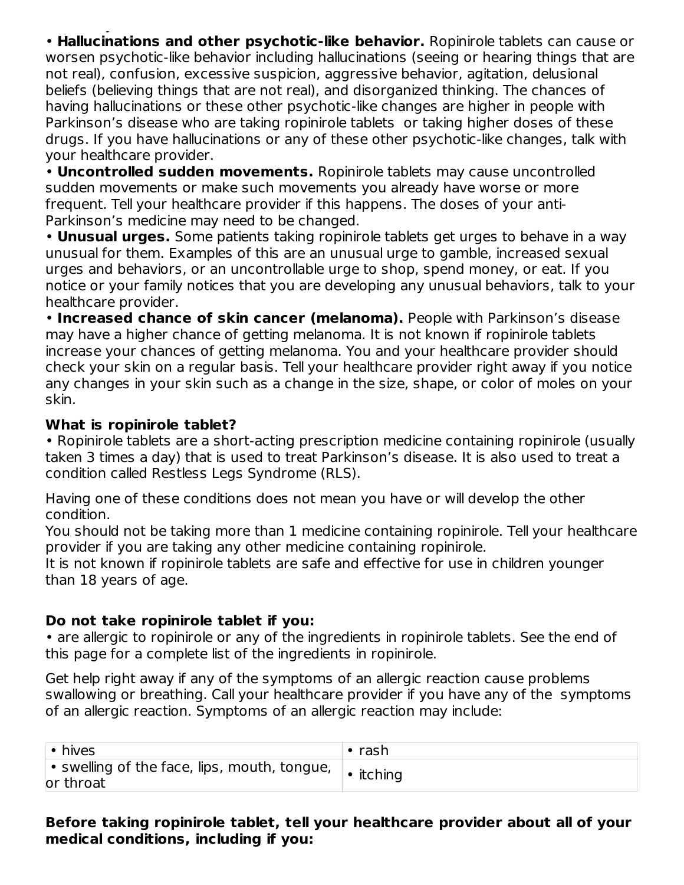• **Hallucinations and other psychotic-like behavior.** Ropinirole tablets can cause or worsen psychotic-like behavior including hallucinations (seeing or hearing things that are not real), confusion, excessive suspicion, aggressive behavior, agitation, delusional beliefs (believing things that are not real), and disorganized thinking. The chances of having hallucinations or these other psychotic-like changes are higher in people with Parkinson's disease who are taking ropinirole tablets or taking higher doses of these drugs. If you have hallucinations or any of these other psychotic-like changes, talk with your healthcare provider.

• **Uncontrolled sudden movements.** Ropinirole tablets may cause uncontrolled sudden movements or make such movements you already have worse or more frequent. Tell your healthcare provider if this happens. The doses of your anti-Parkinson's medicine may need to be changed.

• **Unusual urges.** Some patients taking ropinirole tablets get urges to behave in a way unusual for them. Examples of this are an unusual urge to gamble, increased sexual urges and behaviors, or an uncontrollable urge to shop, spend money, or eat. If you notice or your family notices that you are developing any unusual behaviors, talk to your healthcare provider.

• **Increased chance of skin cancer (melanoma).** People with Parkinson's disease may have a higher chance of getting melanoma. It is not known if ropinirole tablets increase your chances of getting melanoma. You and your healthcare provider should check your skin on a regular basis. Tell your healthcare provider right away if you notice any changes in your skin such as a change in the size, shape, or color of moles on your skin.

**What is ropinirole tablet?**

• Ropinirole tablets are a short-acting prescription medicine containing ropinirole (usually taken 3 times a day) that is used to treat Parkinson's disease. It is also used to treat a condition called Restless Legs Syndrome (RLS).

Having one of these conditions does not mean you have or will develop the other condition.

You should not be taking more than 1 medicine containing ropinirole. Tell your healthcare provider if you are taking any other medicine containing ropinirole.

It is not known if ropinirole tablets are safe and effective for use in children younger than 18 years of age.

**Do not take ropinirole tablet if you:**

• are allergic to ropinirole or any of the ingredients in ropinirole tablets. See the end of this page for a complete list of the ingredients in ropinirole.

Get help right away if any of the symptoms of an allergic reaction cause problems swallowing or breathing. Call your healthcare provider if you have any of the symptoms of an allergic reaction. Symptoms of an allergic reaction may include:

| | |
|---|---|
| • hives | • rash |
| • swelling of the face, lips, mouth, tongue, or throat | • itching |

**Before taking ropinirole tablet, tell your healthcare provider about all of your medical conditions, including if you:**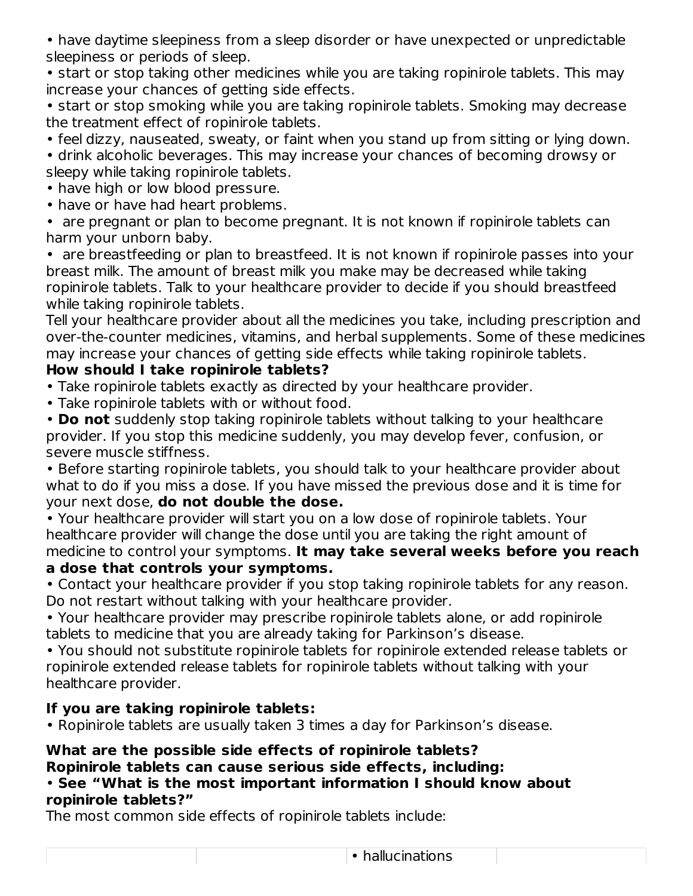• have daytime sleepiness from a sleep disorder or have unexpected or unpredictable sleepiness or periods of sleep.
• start or stop taking other medicines while you are taking ropinirole tablets. This may increase your chances of getting side effects.
• start or stop smoking while you are taking ropinirole tablets. Smoking may decrease the treatment effect of ropinirole tablets.
• feel dizzy, nauseated, sweaty, or faint when you stand up from sitting or lying down.
• drink alcoholic beverages. This may increase your chances of becoming drowsy or sleepy while taking ropinirole tablets.
• have high or low blood pressure.
• have or have had heart problems.
• are pregnant or plan to become pregnant. It is not known if ropinirole tablets can harm your unborn baby.
• are breastfeeding or plan to breastfeed. It is not known if ropinirole passes into your breast milk. The amount of breast milk you make may be decreased while taking ropinirole tablets. Talk to your healthcare provider to decide if you should breastfeed while taking ropinirole tablets.

Tell your healthcare provider about all the medicines you take, including prescription and over-the-counter medicines, vitamins, and herbal supplements. Some of these medicines may increase your chances of getting side effects while taking ropinirole tablets.

**How should I take ropinirole tablets?**

• Take ropinirole tablets exactly as directed by your healthcare provider.
• Take ropinirole tablets with or without food.
• **Do not** suddenly stop taking ropinirole tablets without talking to your healthcare provider. If you stop this medicine suddenly, you may develop fever, confusion, or severe muscle stiffness.
• Before starting ropinirole tablets, you should talk to your healthcare provider about what to do if you miss a dose. If you have missed the previous dose and it is time for your next dose, **do not double the dose.**
• Your healthcare provider will start you on a low dose of ropinirole tablets. Your healthcare provider will change the dose until you are taking the right amount of medicine to control your symptoms. **It may take several weeks before you reach a dose that controls your symptoms.**
• Contact your healthcare provider if you stop taking ropinirole tablets for any reason. Do not restart without talking with your healthcare provider.
• Your healthcare provider may prescribe ropinirole tablets alone, or add ropinirole tablets to medicine that you are already taking for Parkinson's disease.
• You should not substitute ropinirole tablets for ropinirole extended release tablets or ropinirole extended release tablets for ropinirole tablets without talking with your healthcare provider.

**If you are taking ropinirole tablets:**

• Ropinirole tablets are usually taken 3 times a day for Parkinson's disease.

**What are the possible side effects of ropinirole tablets?**
**Ropinirole tablets can cause serious side effects, including:**

• **See "What is the most important information I should know about ropinirole tablets?"**

The most common side effects of ropinirole tablets include:

| | | | |
|---|---|---|---|
| | | • hallucinations | |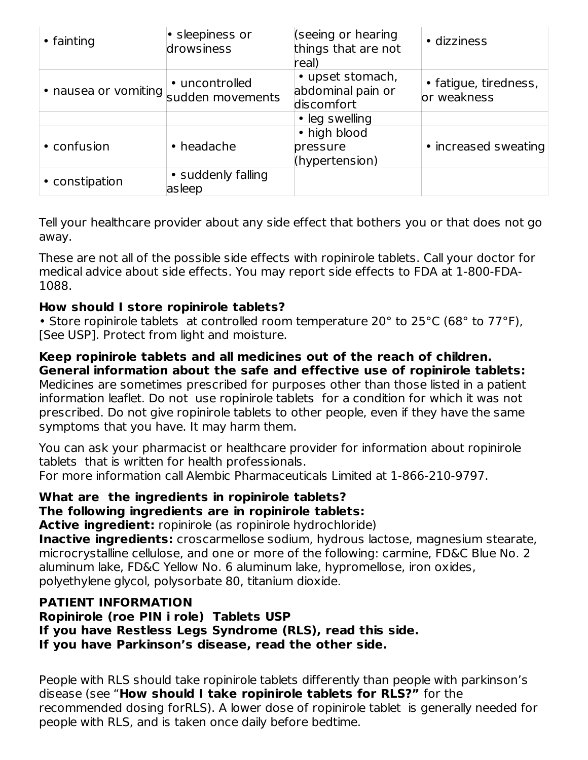| | | | |
|---|---|---|---|
| • fainting | • sleepiness or drowsiness | (seeing or hearing things that are not real) | • dizziness |
| • nausea or vomiting | • uncontrolled sudden movements | • upset stomach, abdominal pain or discomfort | • fatigue, tiredness, or weakness |
| | | • leg swelling | |
| • confusion | • headache | • high blood pressure (hypertension) | • increased sweating |
| • constipation | • suddenly falling asleep | | |

Tell your healthcare provider about any side effect that bothers you or that does not go away.

These are not all of the possible side effects with ropinirole tablets. Call your doctor for medical advice about side effects. You may report side effects to FDA at 1-800-FDA-1088.

**How should I store ropinirole tablets?**

• Store ropinirole tablets at controlled room temperature 20° to 25°C (68° to 77°F), [See USP]. Protect from light and moisture.

**Keep ropinirole tablets and all medicines out of the reach of children.**

**General information about the safe and effective use of ropinirole tablets:**

Medicines are sometimes prescribed for purposes other than those listed in a patient information leaflet. Do not use ropinirole tablets for a condition for which it was not prescribed. Do not give ropinirole tablets to other people, even if they have the same symptoms that you have. It may harm them.

You can ask your pharmacist or healthcare provider for information about ropinirole tablets that is written for health professionals.

For more information call Alembic Pharmaceuticals Limited at 1-866-210-9797.

**What are the ingredients in ropinirole tablets?**

**The following ingredients are in ropinirole tablets:**

**Active ingredient:** ropinirole (as ropinirole hydrochloride)

**Inactive ingredients:** croscarmellose sodium, hydrous lactose, magnesium stearate, microcrystalline cellulose, and one or more of the following: carmine, FD&C Blue No. 2 aluminum lake, FD&C Yellow No. 6 aluminum lake, hypromellose, iron oxides, polyethylene glycol, polysorbate 80, titanium dioxide.

**PATIENT INFORMATION**

**Ropinirole (roe PIN i role) Tablets USP**

**If you have Restless Legs Syndrome (RLS), read this side.**

**If you have Parkinson's disease, read the other side.**

People with RLS should take ropinirole tablets differently than people with parkinson's disease (see "**How should I take ropinirole tablets for RLS?"** for the recommended dosing forRLS). A lower dose of ropinirole tablet is generally needed for people with RLS, and is taken once daily before bedtime.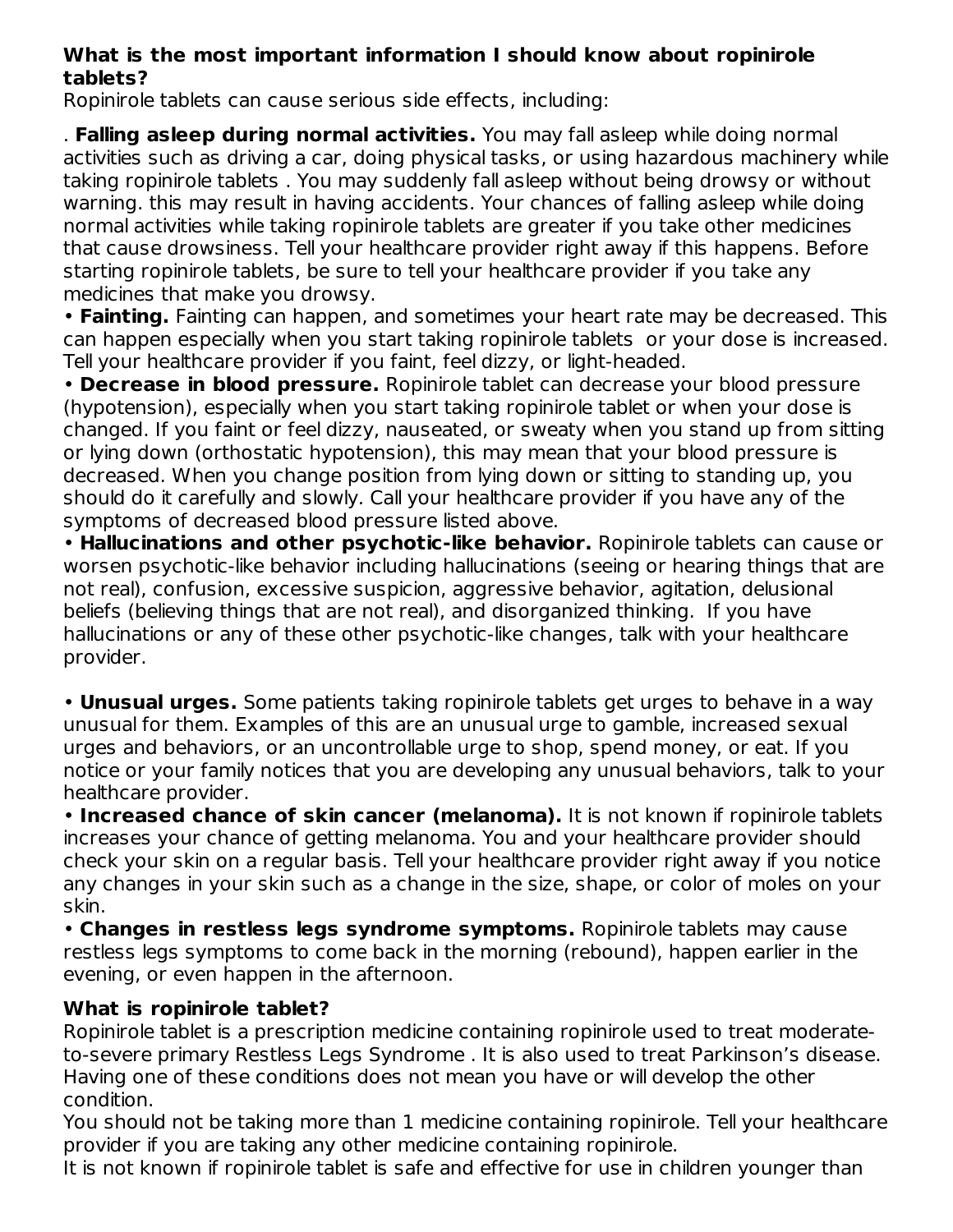**What is the most important information I should know about ropinirole tablets?**

Ropinirole tablets can cause serious side effects, including:

. **Falling asleep during normal activities.** You may fall asleep while doing normal activities such as driving a car, doing physical tasks, or using hazardous machinery while taking ropinirole tablets . You may suddenly fall asleep without being drowsy or without warning. this may result in having accidents. Your chances of falling asleep while doing normal activities while taking ropinirole tablets are greater if you take other medicines that cause drowsiness. Tell your healthcare provider right away if this happens. Before starting ropinirole tablets, be sure to tell your healthcare provider if you take any medicines that make you drowsy.

- **Fainting.** Fainting can happen, and sometimes your heart rate may be decreased. This can happen especially when you start taking ropinirole tablets or your dose is increased. Tell your healthcare provider if you faint, feel dizzy, or light-headed.
- **Decrease in blood pressure.** Ropinirole tablet can decrease your blood pressure (hypotension), especially when you start taking ropinirole tablet or when your dose is changed. If you faint or feel dizzy, nauseated, or sweaty when you stand up from sitting or lying down (orthostatic hypotension), this may mean that your blood pressure is decreased. When you change position from lying down or sitting to standing up, you should do it carefully and slowly. Call your healthcare provider if you have any of the symptoms of decreased blood pressure listed above.
- **Hallucinations and other psychotic-like behavior.** Ropinirole tablets can cause or worsen psychotic-like behavior including hallucinations (seeing or hearing things that are not real), confusion, excessive suspicion, aggressive behavior, agitation, delusional beliefs (believing things that are not real), and disorganized thinking. If you have hallucinations or any of these other psychotic-like changes, talk with your healthcare provider.
- **Unusual urges.** Some patients taking ropinirole tablets get urges to behave in a way unusual for them. Examples of this are an unusual urge to gamble, increased sexual urges and behaviors, or an uncontrollable urge to shop, spend money, or eat. If you notice or your family notices that you are developing any unusual behaviors, talk to your healthcare provider.
- **Increased chance of skin cancer (melanoma).** It is not known if ropinirole tablets increases your chance of getting melanoma. You and your healthcare provider should check your skin on a regular basis. Tell your healthcare provider right away if you notice any changes in your skin such as a change in the size, shape, or color of moles on your skin.
- **Changes in restless legs syndrome symptoms.** Ropinirole tablets may cause restless legs symptoms to come back in the morning (rebound), happen earlier in the evening, or even happen in the afternoon.

**What is ropinirole tablet?**

Ropinirole tablet is a prescription medicine containing ropinirole used to treat moderate-to-severe primary Restless Legs Syndrome . It is also used to treat Parkinson's disease. Having one of these conditions does not mean you have or will develop the other condition.

You should not be taking more than 1 medicine containing ropinirole. Tell your healthcare provider if you are taking any other medicine containing ropinirole.

It is not known if ropinirole tablet is safe and effective for use in children younger than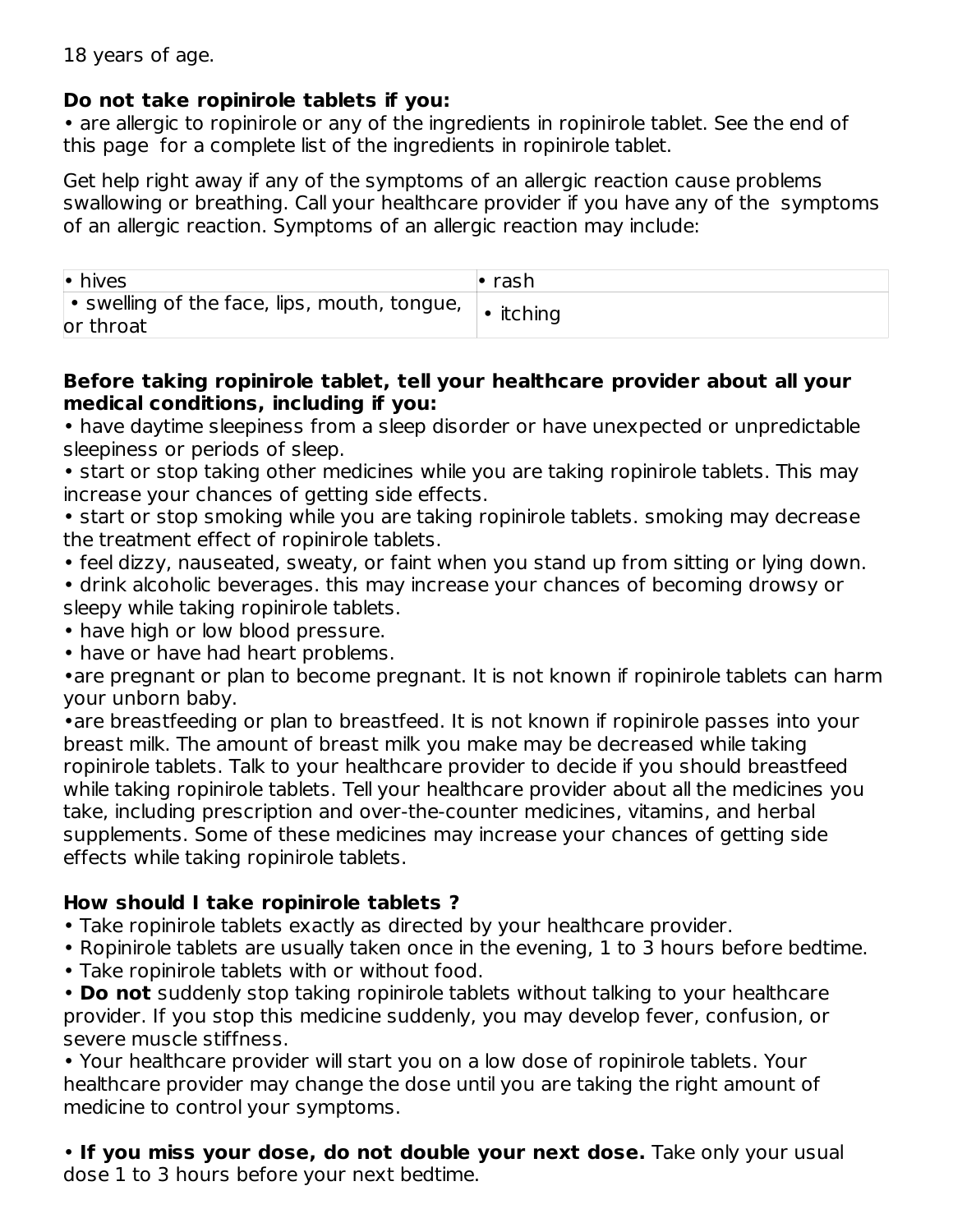18 years of age.

**Do not take ropinirole tablets if you:**

• are allergic to ropinirole or any of the ingredients in ropinirole tablet. See the end of this page for a complete list of the ingredients in ropinirole tablet.

Get help right away if any of the symptoms of an allergic reaction cause problems swallowing or breathing. Call your healthcare provider if you have any of the symptoms of an allergic reaction. Symptoms of an allergic reaction may include:

| | |
|---|---|
| • hives | • rash |
| • swelling of the face, lips, mouth, tongue, or throat | • itching |

**Before taking ropinirole tablet, tell your healthcare provider about all your medical conditions, including if you:**

• have daytime sleepiness from a sleep disorder or have unexpected or unpredictable sleepiness or periods of sleep.
• start or stop taking other medicines while you are taking ropinirole tablets. This may increase your chances of getting side effects.
• start or stop smoking while you are taking ropinirole tablets. smoking may decrease the treatment effect of ropinirole tablets.
• feel dizzy, nauseated, sweaty, or faint when you stand up from sitting or lying down.
• drink alcoholic beverages. this may increase your chances of becoming drowsy or sleepy while taking ropinirole tablets.
• have high or low blood pressure.
• have or have had heart problems.
•are pregnant or plan to become pregnant. It is not known if ropinirole tablets can harm your unborn baby.
•are breastfeeding or plan to breastfeed. It is not known if ropinirole passes into your breast milk. The amount of breast milk you make may be decreased while taking ropinirole tablets. Talk to your healthcare provider to decide if you should breastfeed while taking ropinirole tablets. Tell your healthcare provider about all the medicines you take, including prescription and over-the-counter medicines, vitamins, and herbal supplements. Some of these medicines may increase your chances of getting side effects while taking ropinirole tablets.

**How should I take ropinirole tablets ?**

• Take ropinirole tablets exactly as directed by your healthcare provider.
• Ropinirole tablets are usually taken once in the evening, 1 to 3 hours before bedtime.
• Take ropinirole tablets with or without food.
• **Do not** suddenly stop taking ropinirole tablets without talking to your healthcare provider. If you stop this medicine suddenly, you may develop fever, confusion, or severe muscle stiffness.
• Your healthcare provider will start you on a low dose of ropinirole tablets. Your healthcare provider may change the dose until you are taking the right amount of medicine to control your symptoms.

• **If you miss your dose, do not double your next dose.** Take only your usual dose 1 to 3 hours before your next bedtime.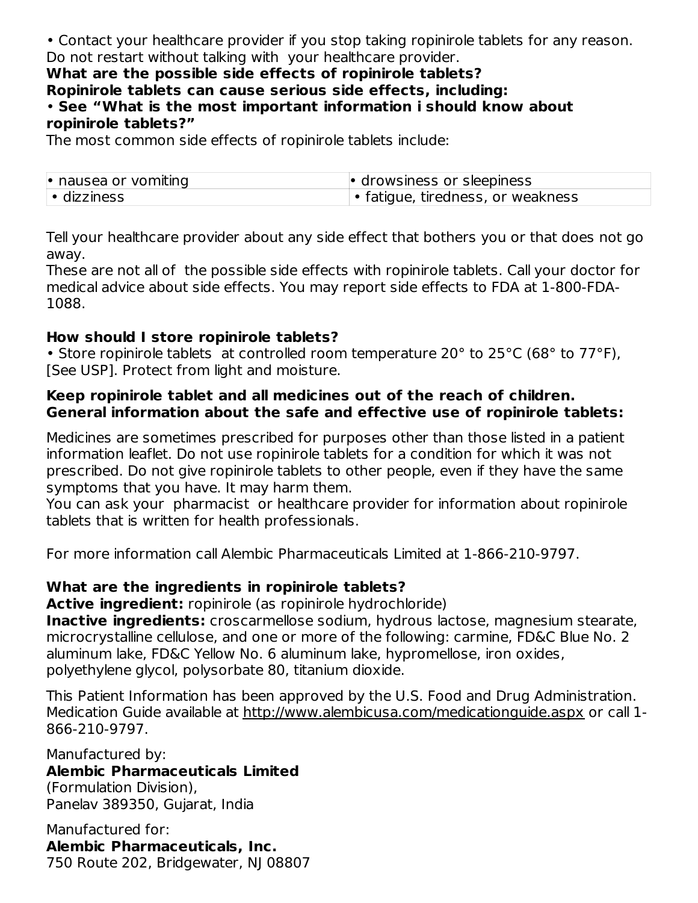• Contact your healthcare provider if you stop taking ropinirole tablets for any reason. Do not restart without talking with your healthcare provider.

**What are the possible side effects of ropinirole tablets?**

**Ropinirole tablets can cause serious side effects, including:**

• **See "What is the most important information i should know about ropinirole tablets?"**

The most common side effects of ropinirole tablets include:

| | |
|---|---|
| • nausea or vomiting | • drowsiness or sleepiness |
| • dizziness | • fatigue, tiredness, or weakness |

Tell your healthcare provider about any side effect that bothers you or that does not go away.

These are not all of the possible side effects with ropinirole tablets. Call your doctor for medical advice about side effects. You may report side effects to FDA at 1-800-FDA-1088.

**How should I store ropinirole tablets?**

• Store ropinirole tablets at controlled room temperature 20° to 25°C (68° to 77°F), [See USP]. Protect from light and moisture.

**Keep ropinirole tablet and all medicines out of the reach of children.**

**General information about the safe and effective use of ropinirole tablets:**

Medicines are sometimes prescribed for purposes other than those listed in a patient information leaflet. Do not use ropinirole tablets for a condition for which it was not prescribed. Do not give ropinirole tablets to other people, even if they have the same symptoms that you have. It may harm them.

You can ask your pharmacist or healthcare provider for information about ropinirole tablets that is written for health professionals.

For more information call Alembic Pharmaceuticals Limited at 1-866-210-9797.

**What are the ingredients in ropinirole tablets?**

**Active ingredient:** ropinirole (as ropinirole hydrochloride)

**Inactive ingredients:** croscarmellose sodium, hydrous lactose, magnesium stearate, microcrystalline cellulose, and one or more of the following: carmine, FD&C Blue No. 2 aluminum lake, FD&C Yellow No. 6 aluminum lake, hypromellose, iron oxides, polyethylene glycol, polysorbate 80, titanium dioxide.

This Patient Information has been approved by the U.S. Food and Drug Administration. Medication Guide available at http://www.alembicusa.com/medicationguide.aspx or call 1-866-210-9797.

Manufactured by:

**Alembic Pharmaceuticals Limited**

(Formulation Division),

Panelav 389350, Gujarat, India

Manufactured for:

**Alembic Pharmaceuticals, Inc.**

750 Route 202, Bridgewater, NJ 08807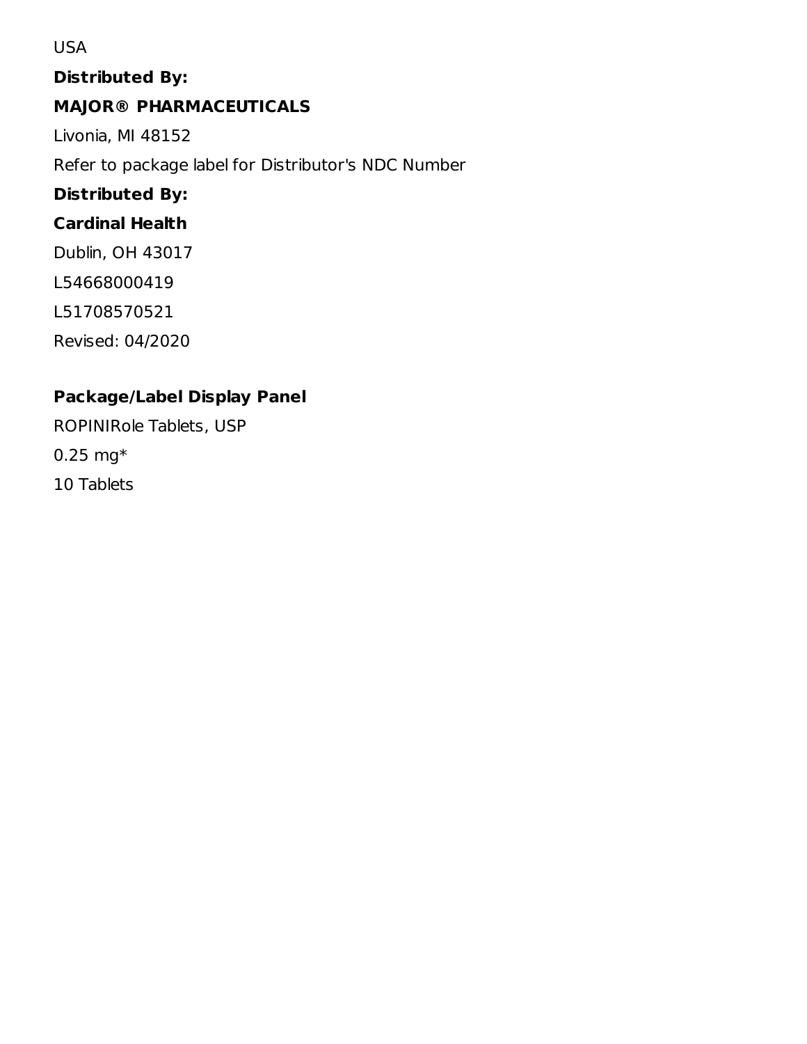USA

**Distributed By:**

**MAJOR® PHARMACEUTICALS**

Livonia, MI 48152

Refer to package label for Distributor's NDC Number

**Distributed By:**

**Cardinal Health**

Dublin, OH 43017

L54668000419

L51708570521

Revised: 04/2020

**Package/Label Display Panel**

ROPINIRole Tablets, USP

0.25 mg*

10 Tablets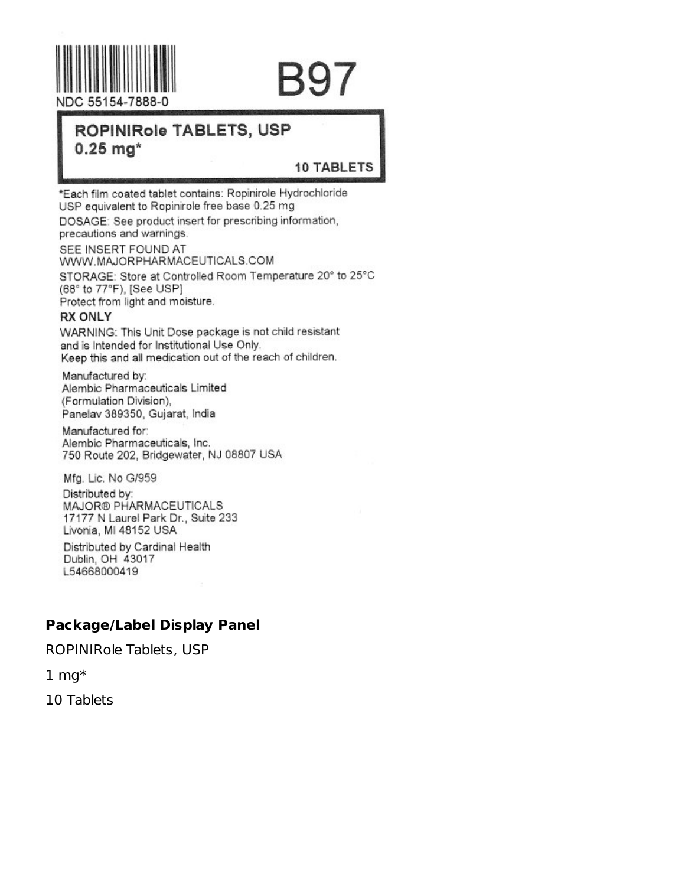NDC 55154-7888-0

B97

**ROPINIRole TABLETS, USP**
**0.25 mg***

**10 TABLETS**

*Each film coated tablet contains: Ropinirole Hydrochloride USP equivalent to Ropinirole free base 0.25 mg

DOSAGE: See product insert for prescribing information, precautions and warnings.

SEE INSERT FOUND AT WWW.MAJORPHARMACEUTICALS.COM

STORAGE: Store at Controlled Room Temperature 20° to 25°C (68° to 77°F), [See USP]
Protect from light and moisture.

**RX ONLY**

WARNING: This Unit Dose package is not child resistant and is Intended for Institutional Use Only.
Keep this and all medication out of the reach of children.

Manufactured by:
Alembic Pharmaceuticals Limited
(Formulation Division),
Panelav 389350, Gujarat, India

Manufactured for:
Alembic Pharmaceuticals, Inc.
750 Route 202, Bridgewater, NJ 08807 USA

Mfg. Lic. No G/959

Distributed by:
MAJOR® PHARMACEUTICALS
17177 N Laurel Park Dr., Suite 233
Livonia, MI 48152 USA

Distributed by Cardinal Health
Dublin, OH 43017
L54668000419

**Package/Label Display Panel**

ROPINIRole Tablets, USP

1 mg*

10 Tablets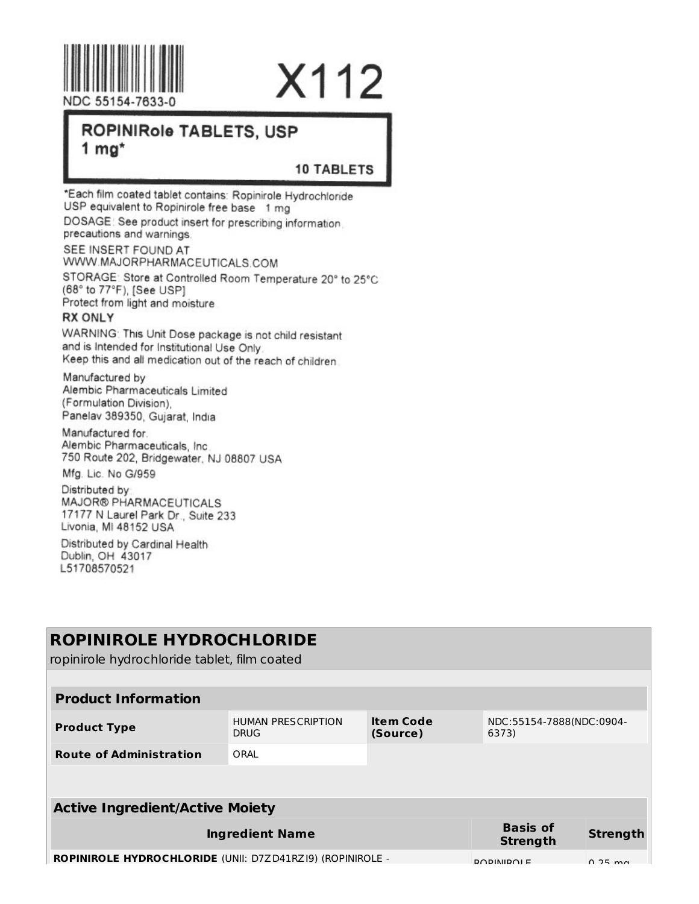NDC 55154-7633-0

X112

**ROPINIRole TABLETS, USP**
**1 mg***

**10 TABLETS**

*Each film coated tablet contains: Ropinirole Hydrochloride USP equivalent to Ropinirole free base 1 mg

DOSAGE: See product insert for prescribing information, precautions and warnings.

SEE INSERT FOUND AT WWW.MAJORPHARMACEUTICALS.COM

STORAGE: Store at Controlled Room Temperature 20° to 25°C (68° to 77°F), [See USP]
Protect from light and moisture

**RX ONLY**

WARNING: This Unit Dose package is not child resistant and is Intended for Institutional Use Only.
Keep this and all medication out of the reach of children.

Manufactured by:
Alembic Pharmaceuticals Limited
(Formulation Division),
Panelav 389350, Gujarat, India

Manufactured for:
Alembic Pharmaceuticals, Inc.
750 Route 202, Bridgewater, NJ 08807 USA

Mfg. Lic. No G/959

Distributed by:
MAJOR® PHARMACEUTICALS
17177 N Laurel Park Dr., Suite 233
Livonia, MI 48152 USA

Distributed by Cardinal Health
Dublin, OH 43017
L51708570521

## ROPINIROLE HYDROCHLORIDE

ropinirole hydrochloride tablet, film coated

| Product Information | | | |
|---|---|---|---|
| **Product Type** | HUMAN PRESCRIPTION DRUG | **Item Code (Source)** | NDC:55154-7888(NDC:0904-6373) |
| **Route of Administration** | ORAL | | |

| Active Ingredient/Active Moiety | | |
|---|---|---|
| **Ingredient Name** | **Basis of Strength** | **Strength** |
| **ROPINIROLE HYDROCHLORIDE** (UNII: D7ZD41RZI9) (ROPINIROLE - | ROPINIROLE | 0.25 mg |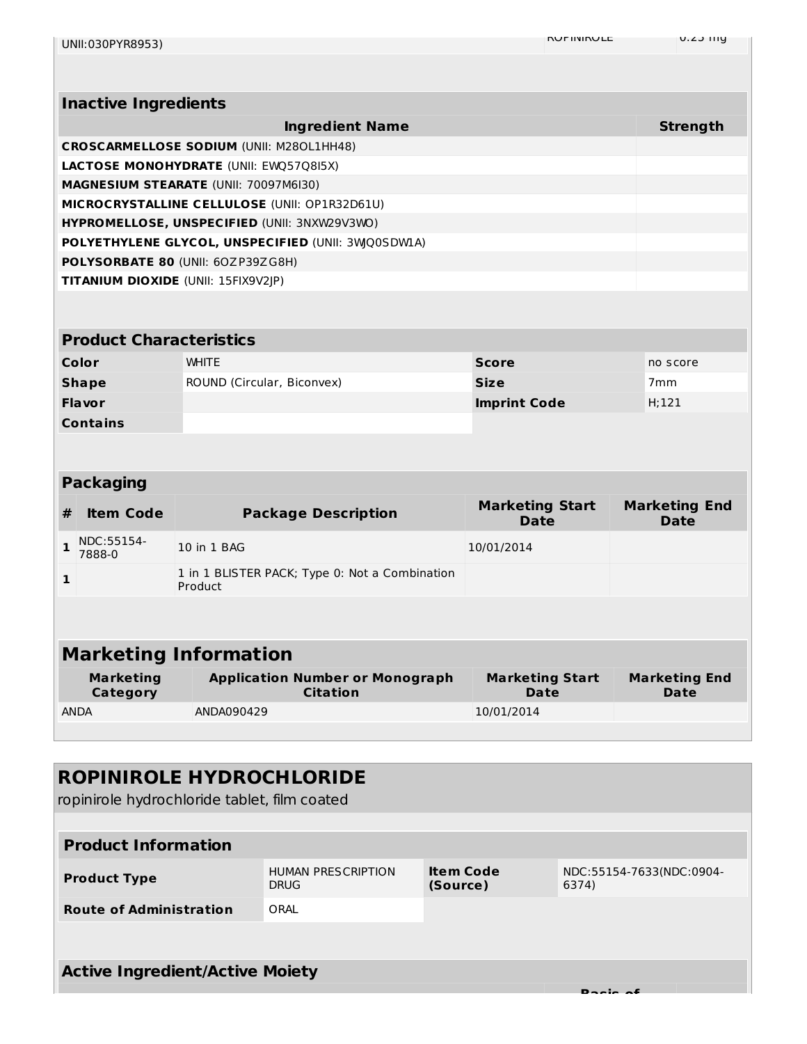| | | | |
|---|---|---|---|
| UNII:030PYR8953) | | ROPINIROLE | 0.25 mg |

| Inactive Ingredients | |
|---|---|
| **Ingredient Name** | **Strength** |
| **CROSCARMELLOSE SODIUM** (UNII: M28OL1HH48) | |
| **LACTOSE MONOHYDRATE** (UNII: EWQ57Q8I5X) | |
| **MAGNESIUM STEARATE** (UNII: 70097M6I30) | |
| **MICROCRYSTALLINE CELLULOSE** (UNII: OP1R32D61U) | |
| **HYPROMELLOSE, UNSPECIFIED** (UNII: 3NXW29V3WO) | |
| **POLYETHYLENE GLYCOL, UNSPECIFIED** (UNII: 3WJQ0SDW1A) | |
| **POLYSORBATE 80** (UNII: 6OZP39ZG8H) | |
| **TITANIUM DIOXIDE** (UNII: 15FIX9V2JP) | |

| Product Characteristics | | | |
|---|---|---|---|
| **Color** | WHITE | **Score** | no score |
| **Shape** | ROUND (Circular, Biconvex) | **Size** | 7mm |
| **Flavor** | | **Imprint Code** | H;121 |
| **Contains** | | | |

| Packaging | | | | |
|---|---|---|---|---|
| **#** | **Item Code** | **Package Description** | **Marketing Start Date** | **Marketing End Date** |
| **1** | NDC:55154-7888-0 | 10 in 1 BAG | 10/01/2014 | |
| **1** | | 1 in 1 BLISTER PACK; Type 0: Not a Combination Product | | |

| Marketing Information | | | |
|---|---|---|---|
| **Marketing Category** | **Application Number or Monograph Citation** | **Marketing Start Date** | **Marketing End Date** |
| ANDA | ANDA090429 | 10/01/2014 | |

## ROPINIROLE HYDROCHLORIDE

ropinirole hydrochloride tablet, film coated

| Product Information | | | |
|---|---|---|---|
| **Product Type** | HUMAN PRESCRIPTION DRUG | **Item Code (Source)** | NDC:55154-7633(NDC:0904-6374) |
| **Route of Administration** | ORAL | | |

| Active Ingredient/Active Moiety | | |
|---|---|---|
| | Basis of | |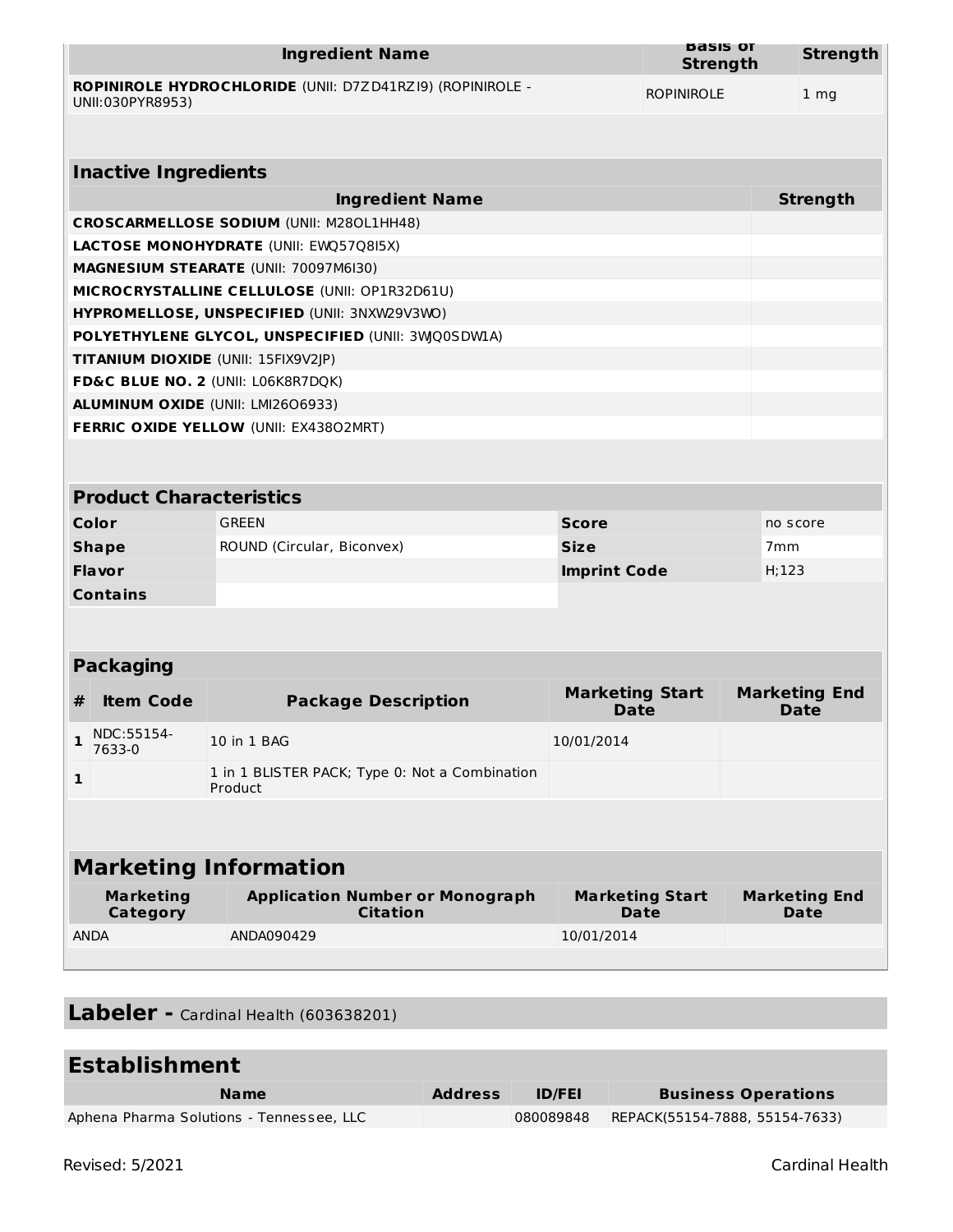| Ingredient Name | Basis of Strength | Strength |
|---|---|---|
| **ROPINIROLE HYDROCHLORIDE** (UNII: D7ZD41RZI9) (ROPINIROLE - UNII:030PYR8953) | ROPINIROLE | 1 mg |

| Inactive Ingredients | |
|---|---|
| **Ingredient Name** | **Strength** |
| **CROSCARMELLOSE SODIUM** (UNII: M28OL1HH48) | |
| **LACTOSE MONOHYDRATE** (UNII: EWQ57Q8I5X) | |
| **MAGNESIUM STEARATE** (UNII: 70097M6I30) | |
| **MICROCRYSTALLINE CELLULOSE** (UNII: OP1R32D61U) | |
| **HYPROMELLOSE, UNSPECIFIED** (UNII: 3NXW29V3WO) | |
| **POLYETHYLENE GLYCOL, UNSPECIFIED** (UNII: 3WJQ0SDW1A) | |
| **TITANIUM DIOXIDE** (UNII: 15FIX9V2JP) | |
| **FD&C BLUE NO. 2** (UNII: L06K8R7DQK) | |
| **ALUMINUM OXIDE** (UNII: LMI26O6933) | |
| **FERRIC OXIDE YELLOW** (UNII: EX438O2MRT) | |

| Product Characteristics | | | |
|---|---|---|---|
| **Color** | GREEN | **Score** | no score |
| **Shape** | ROUND (Circular, Biconvex) | **Size** | 7mm |
| **Flavor** | | **Imprint Code** | H;123 |
| **Contains** | | | |

| Packaging | | | | |
|---|---|---|---|---|
| **#** | **Item Code** | **Package Description** | **Marketing Start Date** | **Marketing End Date** |
| 1 | NDC:55154-7633-0 | 10 in 1 BAG | 10/01/2014 | |
| 1 | | 1 in 1 BLISTER PACK; Type 0: Not a Combination Product | | |

| Marketing Information | | | |
|---|---|---|---|
| **Marketing Category** | **Application Number or Monograph Citation** | **Marketing Start Date** | **Marketing End Date** |
| ANDA | ANDA090429 | 10/01/2014 | |

## Labeler - Cardinal Health (603638201)

| Establishment | | | |
|---|---|---|---|
| **Name** | **Address** | **ID/FEI** | **Business Operations** |
| Aphena Pharma Solutions - Tennessee, LLC | | 080089848 | REPACK(55154-7888, 55154-7633) |

Revised: 5/2021

Cardinal Health